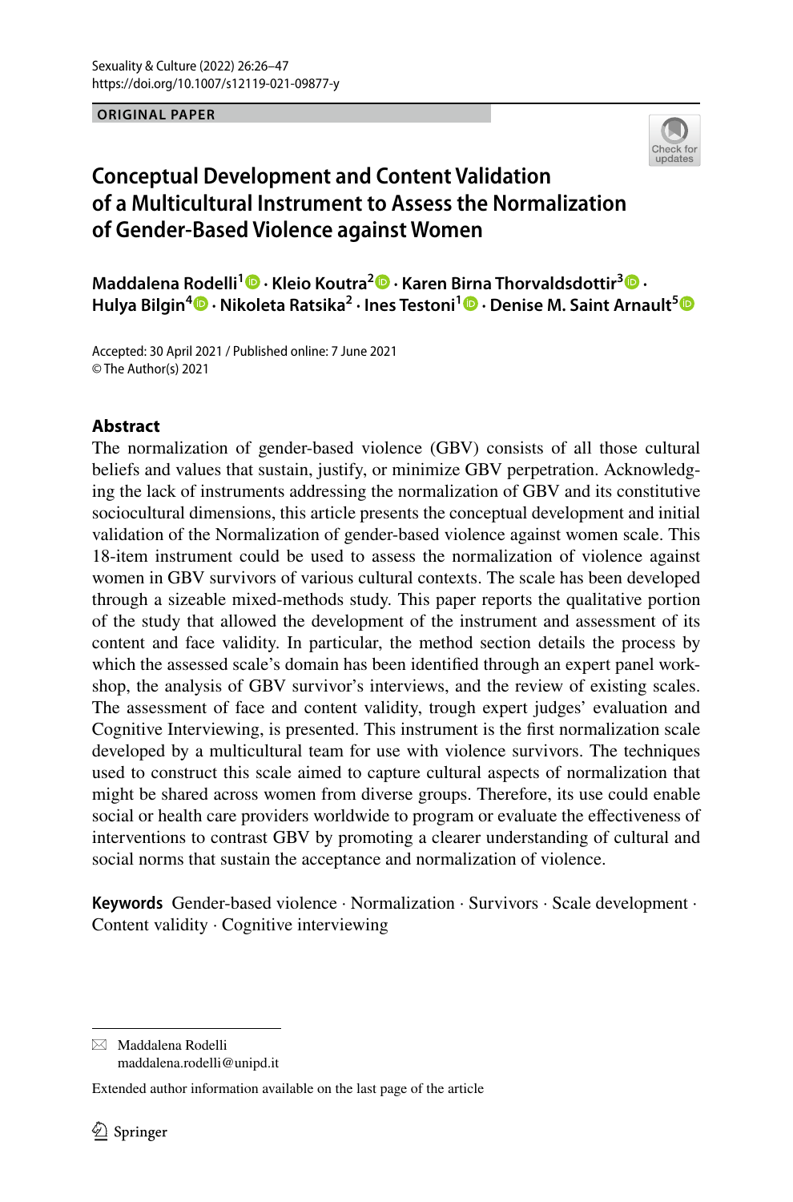Sexuality & Culture (2022) 26:26–47
https://doi.org/10.1007/s12119-021-09877-y

**ORIGINAL PAPER**

# Conceptual Development and Content Validation of a Multicultural Instrument to Assess the Normalization of Gender-Based Violence against Women

**Maddalena Rodelli[1] · Kleio Koutra[2] · Karen Birna Thorvaldsdottir[3] · Hulya Bilgin[4] · Nikoleta Ratsika[2] · Ines Testoni[1] · Denise M. Saint Arnault[5]**

Accepted: 30 April 2021 / Published online: 7 June 2021
© The Author(s) 2021

## Abstract

The normalization of gender-based violence (GBV) consists of all those cultural beliefs and values that sustain, justify, or minimize GBV perpetration. Acknowledging the lack of instruments addressing the normalization of GBV and its constitutive sociocultural dimensions, this article presents the conceptual development and initial validation of the Normalization of gender-based violence against women scale. This 18-item instrument could be used to assess the normalization of violence against women in GBV survivors of various cultural contexts. The scale has been developed through a sizeable mixed-methods study. This paper reports the qualitative portion of the study that allowed the development of the instrument and assessment of its content and face validity. In particular, the method section details the process by which the assessed scale's domain has been identified through an expert panel workshop, the analysis of GBV survivor's interviews, and the review of existing scales. The assessment of face and content validity, trough expert judges' evaluation and Cognitive Interviewing, is presented. This instrument is the first normalization scale developed by a multicultural team for use with violence survivors. The techniques used to construct this scale aimed to capture cultural aspects of normalization that might be shared across women from diverse groups. Therefore, its use could enable social or health care providers worldwide to program or evaluate the effectiveness of interventions to contrast GBV by promoting a clearer understanding of cultural and social norms that sustain the acceptance and normalization of violence.

**Keywords** Gender-based violence · Normalization · Survivors · Scale development · Content validity · Cognitive interviewing

---

✉ Maddalena Rodelli
maddalena.rodelli@unipd.it

Extended author information available on the last page of the article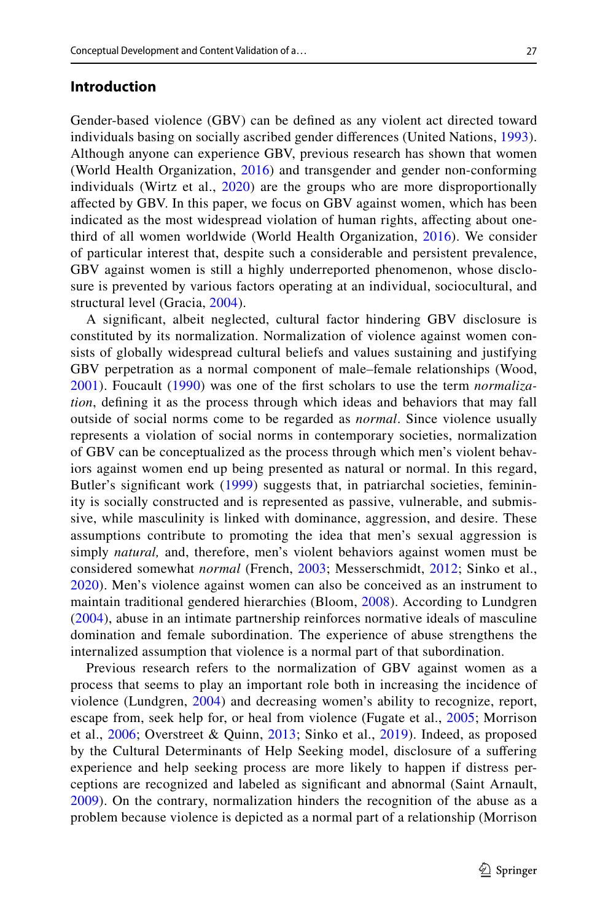## Introduction

Gender-based violence (GBV) can be defined as any violent act directed toward individuals basing on socially ascribed gender differences (United Nations, 1993). Although anyone can experience GBV, previous research has shown that women (World Health Organization, 2016) and transgender and gender non-conforming individuals (Wirtz et al., 2020) are the groups who are more disproportionally affected by GBV. In this paper, we focus on GBV against women, which has been indicated as the most widespread violation of human rights, affecting about one-third of all women worldwide (World Health Organization, 2016). We consider of particular interest that, despite such a considerable and persistent prevalence, GBV against women is still a highly underreported phenomenon, whose disclosure is prevented by various factors operating at an individual, sociocultural, and structural level (Gracia, 2004).

A significant, albeit neglected, cultural factor hindering GBV disclosure is constituted by its normalization. Normalization of violence against women consists of globally widespread cultural beliefs and values sustaining and justifying GBV perpetration as a normal component of male–female relationships (Wood, 2001). Foucault (1990) was one of the first scholars to use the term *normalization*, defining it as the process through which ideas and behaviors that may fall outside of social norms come to be regarded as *normal*. Since violence usually represents a violation of social norms in contemporary societies, normalization of GBV can be conceptualized as the process through which men's violent behaviors against women end up being presented as natural or normal. In this regard, Butler's significant work (1999) suggests that, in patriarchal societies, femininity is socially constructed and is represented as passive, vulnerable, and submissive, while masculinity is linked with dominance, aggression, and desire. These assumptions contribute to promoting the idea that men's sexual aggression is simply *natural,* and, therefore, men's violent behaviors against women must be considered somewhat *normal* (French, 2003; Messerschmidt, 2012; Sinko et al., 2020). Men's violence against women can also be conceived as an instrument to maintain traditional gendered hierarchies (Bloom, 2008). According to Lundgren (2004), abuse in an intimate partnership reinforces normative ideals of masculine domination and female subordination. The experience of abuse strengthens the internalized assumption that violence is a normal part of that subordination.

Previous research refers to the normalization of GBV against women as a process that seems to play an important role both in increasing the incidence of violence (Lundgren, 2004) and decreasing women's ability to recognize, report, escape from, seek help for, or heal from violence (Fugate et al., 2005; Morrison et al., 2006; Overstreet & Quinn, 2013; Sinko et al., 2019). Indeed, as proposed by the Cultural Determinants of Help Seeking model, disclosure of a suffering experience and help seeking process are more likely to happen if distress perceptions are recognized and labeled as significant and abnormal (Saint Arnault, 2009). On the contrary, normalization hinders the recognition of the abuse as a problem because violence is depicted as a normal part of a relationship (Morrison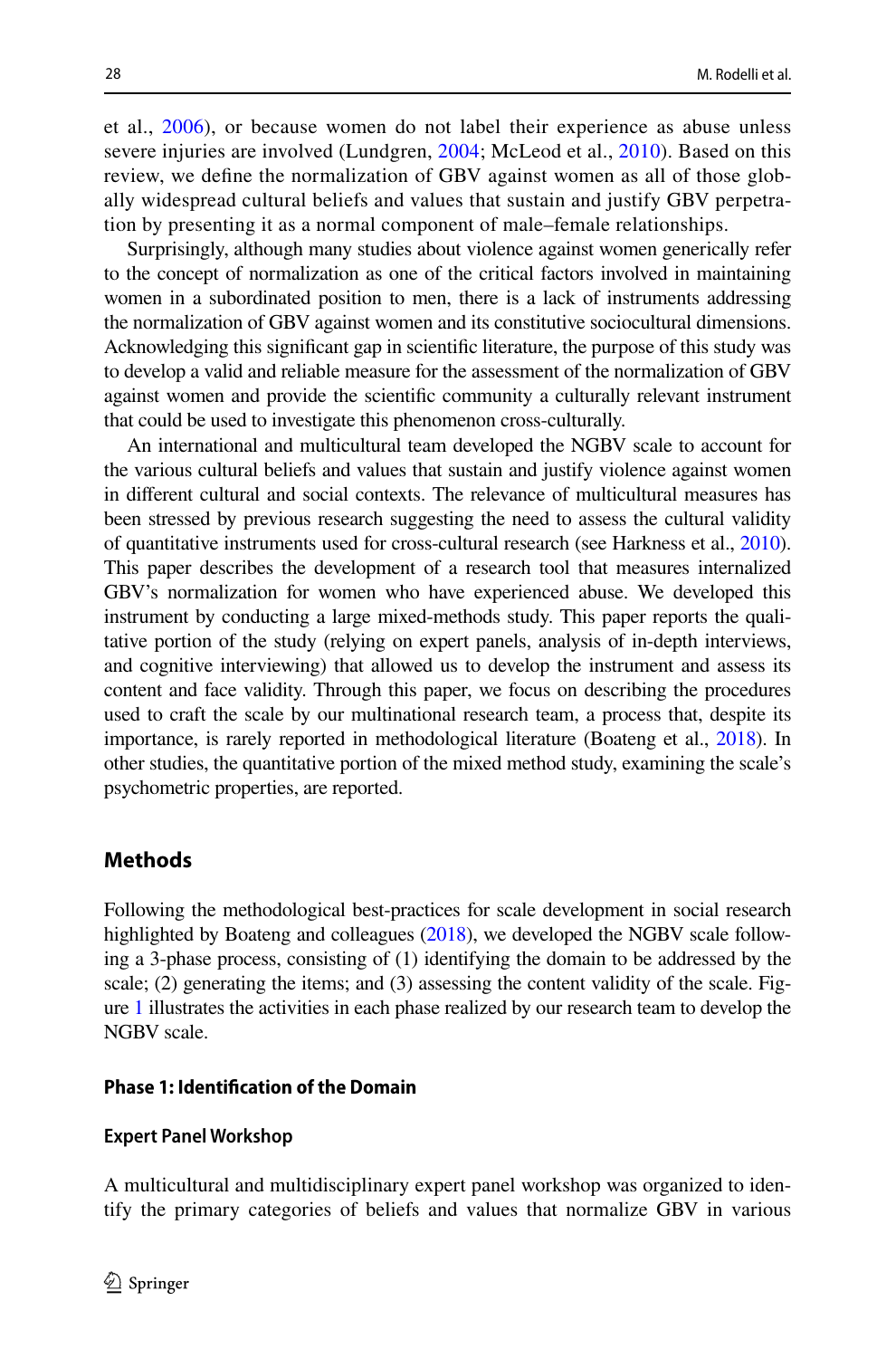et al., 2006), or because women do not label their experience as abuse unless severe injuries are involved (Lundgren, 2004; McLeod et al., 2010). Based on this review, we define the normalization of GBV against women as all of those globally widespread cultural beliefs and values that sustain and justify GBV perpetration by presenting it as a normal component of male–female relationships.

Surprisingly, although many studies about violence against women generically refer to the concept of normalization as one of the critical factors involved in maintaining women in a subordinated position to men, there is a lack of instruments addressing the normalization of GBV against women and its constitutive sociocultural dimensions. Acknowledging this significant gap in scientific literature, the purpose of this study was to develop a valid and reliable measure for the assessment of the normalization of GBV against women and provide the scientific community a culturally relevant instrument that could be used to investigate this phenomenon cross-culturally.

An international and multicultural team developed the NGBV scale to account for the various cultural beliefs and values that sustain and justify violence against women in different cultural and social contexts. The relevance of multicultural measures has been stressed by previous research suggesting the need to assess the cultural validity of quantitative instruments used for cross-cultural research (see Harkness et al., 2010). This paper describes the development of a research tool that measures internalized GBV's normalization for women who have experienced abuse. We developed this instrument by conducting a large mixed-methods study. This paper reports the qualitative portion of the study (relying on expert panels, analysis of in-depth interviews, and cognitive interviewing) that allowed us to develop the instrument and assess its content and face validity. Through this paper, we focus on describing the procedures used to craft the scale by our multinational research team, a process that, despite its importance, is rarely reported in methodological literature (Boateng et al., 2018). In other studies, the quantitative portion of the mixed method study, examining the scale's psychometric properties, are reported.

## Methods

Following the methodological best-practices for scale development in social research highlighted by Boateng and colleagues (2018), we developed the NGBV scale following a 3-phase process, consisting of (1) identifying the domain to be addressed by the scale; (2) generating the items; and (3) assessing the content validity of the scale. Figure 1 illustrates the activities in each phase realized by our research team to develop the NGBV scale.

### Phase 1: Identification of the Domain

#### Expert Panel Workshop

A multicultural and multidisciplinary expert panel workshop was organized to identify the primary categories of beliefs and values that normalize GBV in various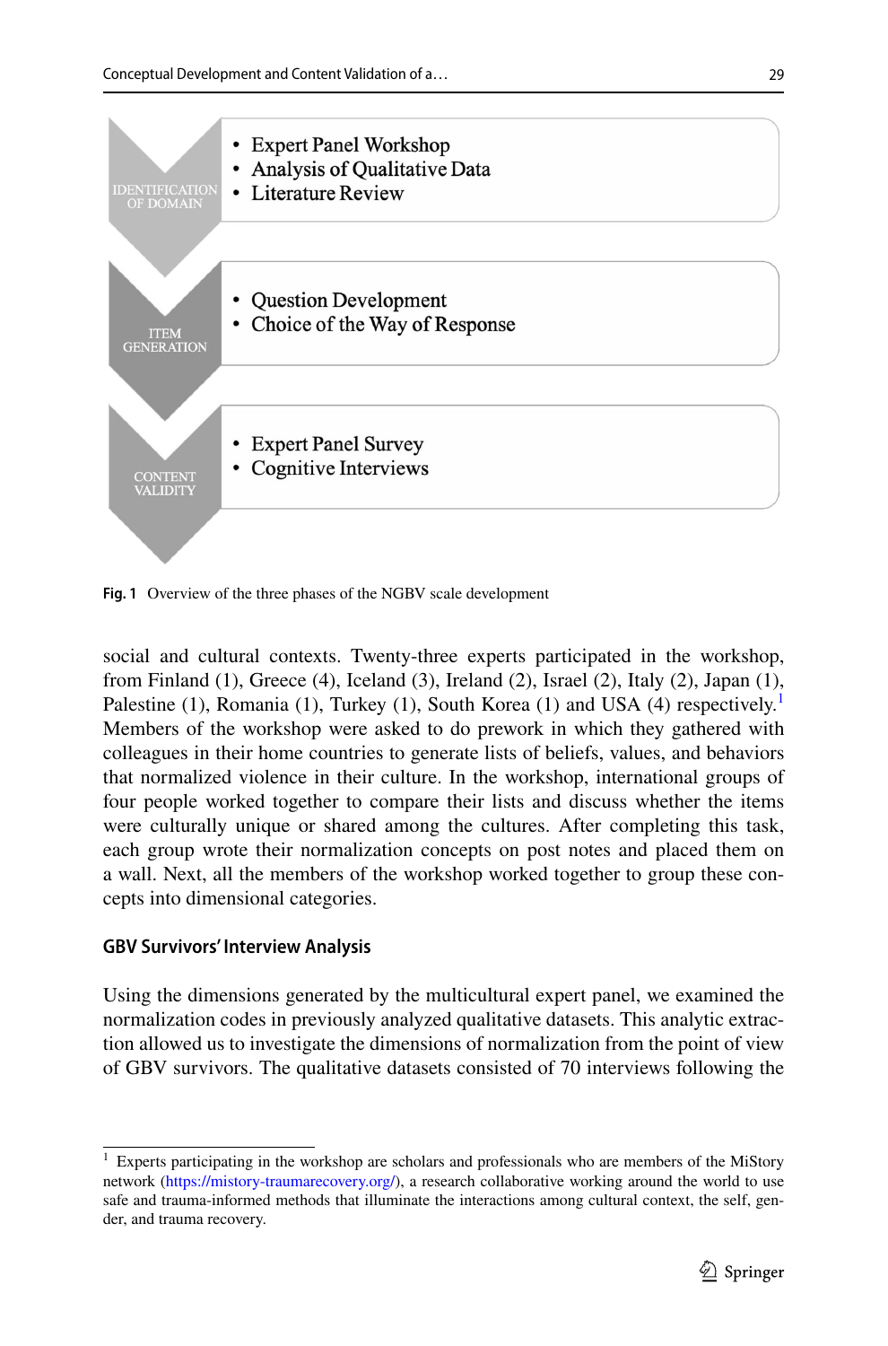| | |
|---|---|
| IDENTIFICATION OF DOMAIN | • Expert Panel Workshop<br>• Analysis of Qualitative Data<br>• Literature Review |
| ITEM GENERATION | • Question Development<br>• Choice of the Way of Response |
| CONTENT VALIDITY | • Expert Panel Survey<br>• Cognitive Interviews |

**Fig. 1** Overview of the three phases of the NGBV scale development

social and cultural contexts. Twenty-three experts participated in the workshop, from Finland (1), Greece (4), Iceland (3), Ireland (2), Israel (2), Italy (2), Japan (1), Palestine (1), Romania (1), Turkey (1), South Korea (1) and USA (4) respectively.[1] Members of the workshop were asked to do prework in which they gathered with colleagues in their home countries to generate lists of beliefs, values, and behaviors that normalized violence in their culture. In the workshop, international groups of four people worked together to compare their lists and discuss whether the items were culturally unique or shared among the cultures. After completing this task, each group wrote their normalization concepts on post notes and placed them on a wall. Next, all the members of the workshop worked together to group these concepts into dimensional categories.

### GBV Survivors' Interview Analysis

Using the dimensions generated by the multicultural expert panel, we examined the normalization codes in previously analyzed qualitative datasets. This analytic extraction allowed us to investigate the dimensions of normalization from the point of view of GBV survivors. The qualitative datasets consisted of 70 interviews following the

[1] Experts participating in the workshop are scholars and professionals who are members of the MiStory network (https://mistory-traumarecovery.org/), a research collaborative working around the world to use safe and trauma-informed methods that illuminate the interactions among cultural context, the self, gender, and trauma recovery.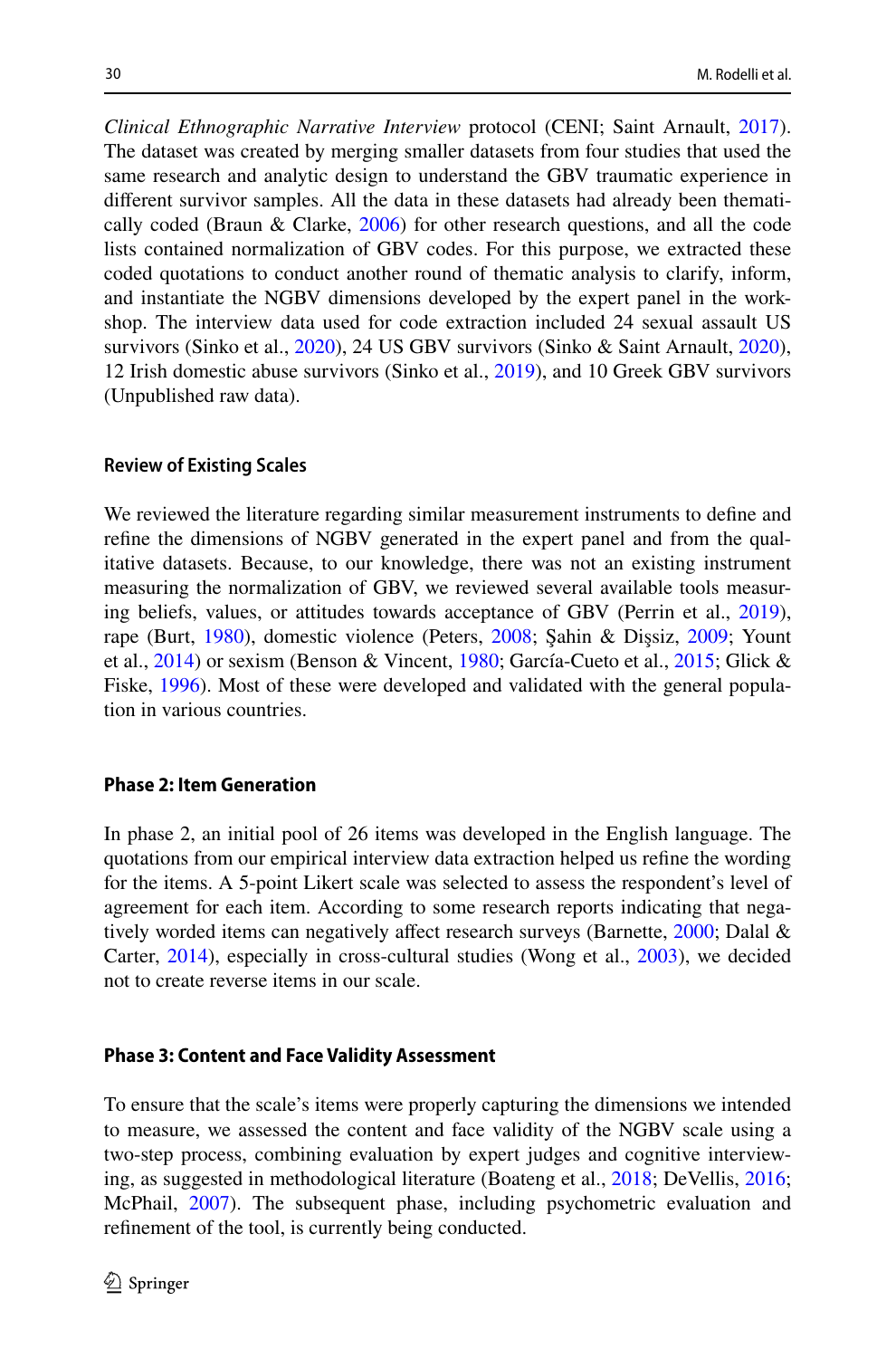*Clinical Ethnographic Narrative Interview* protocol (CENI; Saint Arnault, 2017). The dataset was created by merging smaller datasets from four studies that used the same research and analytic design to understand the GBV traumatic experience in different survivor samples. All the data in these datasets had already been thematically coded (Braun & Clarke, 2006) for other research questions, and all the code lists contained normalization of GBV codes. For this purpose, we extracted these coded quotations to conduct another round of thematic analysis to clarify, inform, and instantiate the NGBV dimensions developed by the expert panel in the workshop. The interview data used for code extraction included 24 sexual assault US survivors (Sinko et al., 2020), 24 US GBV survivors (Sinko & Saint Arnault, 2020), 12 Irish domestic abuse survivors (Sinko et al., 2019), and 10 Greek GBV survivors (Unpublished raw data).

#### Review of Existing Scales

We reviewed the literature regarding similar measurement instruments to define and refine the dimensions of NGBV generated in the expert panel and from the qualitative datasets. Because, to our knowledge, there was not an existing instrument measuring the normalization of GBV, we reviewed several available tools measuring beliefs, values, or attitudes towards acceptance of GBV (Perrin et al., 2019), rape (Burt, 1980), domestic violence (Peters, 2008; Şahin & Dişsiz, 2009; Yount et al., 2014) or sexism (Benson & Vincent, 1980; García-Cueto et al., 2015; Glick & Fiske, 1996). Most of these were developed and validated with the general population in various countries.

### Phase 2: Item Generation

In phase 2, an initial pool of 26 items was developed in the English language. The quotations from our empirical interview data extraction helped us refine the wording for the items. A 5-point Likert scale was selected to assess the respondent's level of agreement for each item. According to some research reports indicating that negatively worded items can negatively affect research surveys (Barnette, 2000; Dalal & Carter, 2014), especially in cross-cultural studies (Wong et al., 2003), we decided not to create reverse items in our scale.

### Phase 3: Content and Face Validity Assessment

To ensure that the scale's items were properly capturing the dimensions we intended to measure, we assessed the content and face validity of the NGBV scale using a two-step process, combining evaluation by expert judges and cognitive interviewing, as suggested in methodological literature (Boateng et al., 2018; DeVellis, 2016; McPhail, 2007). The subsequent phase, including psychometric evaluation and refinement of the tool, is currently being conducted.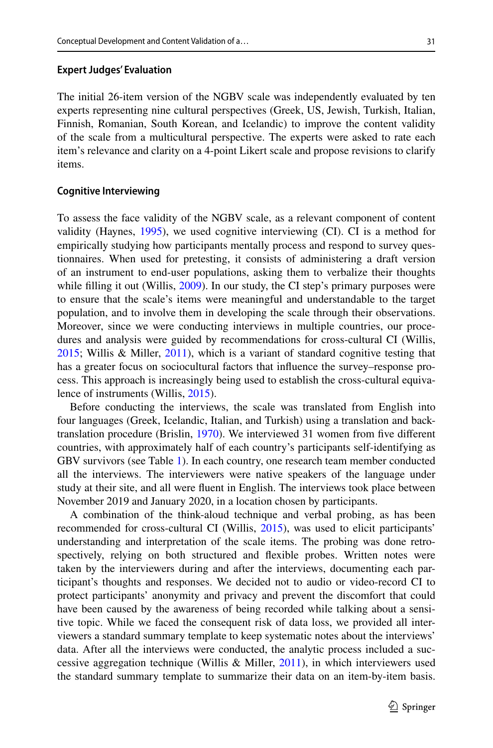### Expert Judges' Evaluation

The initial 26-item version of the NGBV scale was independently evaluated by ten experts representing nine cultural perspectives (Greek, US, Jewish, Turkish, Italian, Finnish, Romanian, South Korean, and Icelandic) to improve the content validity of the scale from a multicultural perspective. The experts were asked to rate each item's relevance and clarity on a 4-point Likert scale and propose revisions to clarify items.

### Cognitive Interviewing

To assess the face validity of the NGBV scale, as a relevant component of content validity (Haynes, 1995), we used cognitive interviewing (CI). CI is a method for empirically studying how participants mentally process and respond to survey questionnaires. When used for pretesting, it consists of administering a draft version of an instrument to end-user populations, asking them to verbalize their thoughts while filling it out (Willis, 2009). In our study, the CI step's primary purposes were to ensure that the scale's items were meaningful and understandable to the target population, and to involve them in developing the scale through their observations. Moreover, since we were conducting interviews in multiple countries, our procedures and analysis were guided by recommendations for cross-cultural CI (Willis, 2015; Willis & Miller, 2011), which is a variant of standard cognitive testing that has a greater focus on sociocultural factors that influence the survey–response process. This approach is increasingly being used to establish the cross-cultural equivalence of instruments (Willis, 2015).

Before conducting the interviews, the scale was translated from English into four languages (Greek, Icelandic, Italian, and Turkish) using a translation and back-translation procedure (Brislin, 1970). We interviewed 31 women from five different countries, with approximately half of each country's participants self-identifying as GBV survivors (see Table 1). In each country, one research team member conducted all the interviews. The interviewers were native speakers of the language under study at their site, and all were fluent in English. The interviews took place between November 2019 and January 2020, in a location chosen by participants.

A combination of the think-aloud technique and verbal probing, as has been recommended for cross-cultural CI (Willis, 2015), was used to elicit participants' understanding and interpretation of the scale items. The probing was done retrospectively, relying on both structured and flexible probes. Written notes were taken by the interviewers during and after the interviews, documenting each participant's thoughts and responses. We decided not to audio or video-record CI to protect participants' anonymity and privacy and prevent the discomfort that could have been caused by the awareness of being recorded while talking about a sensitive topic. While we faced the consequent risk of data loss, we provided all interviewers a standard summary template to keep systematic notes about the interviews' data. After all the interviews were conducted, the analytic process included a successive aggregation technique (Willis & Miller, 2011), in which interviewers used the standard summary template to summarize their data on an item-by-item basis.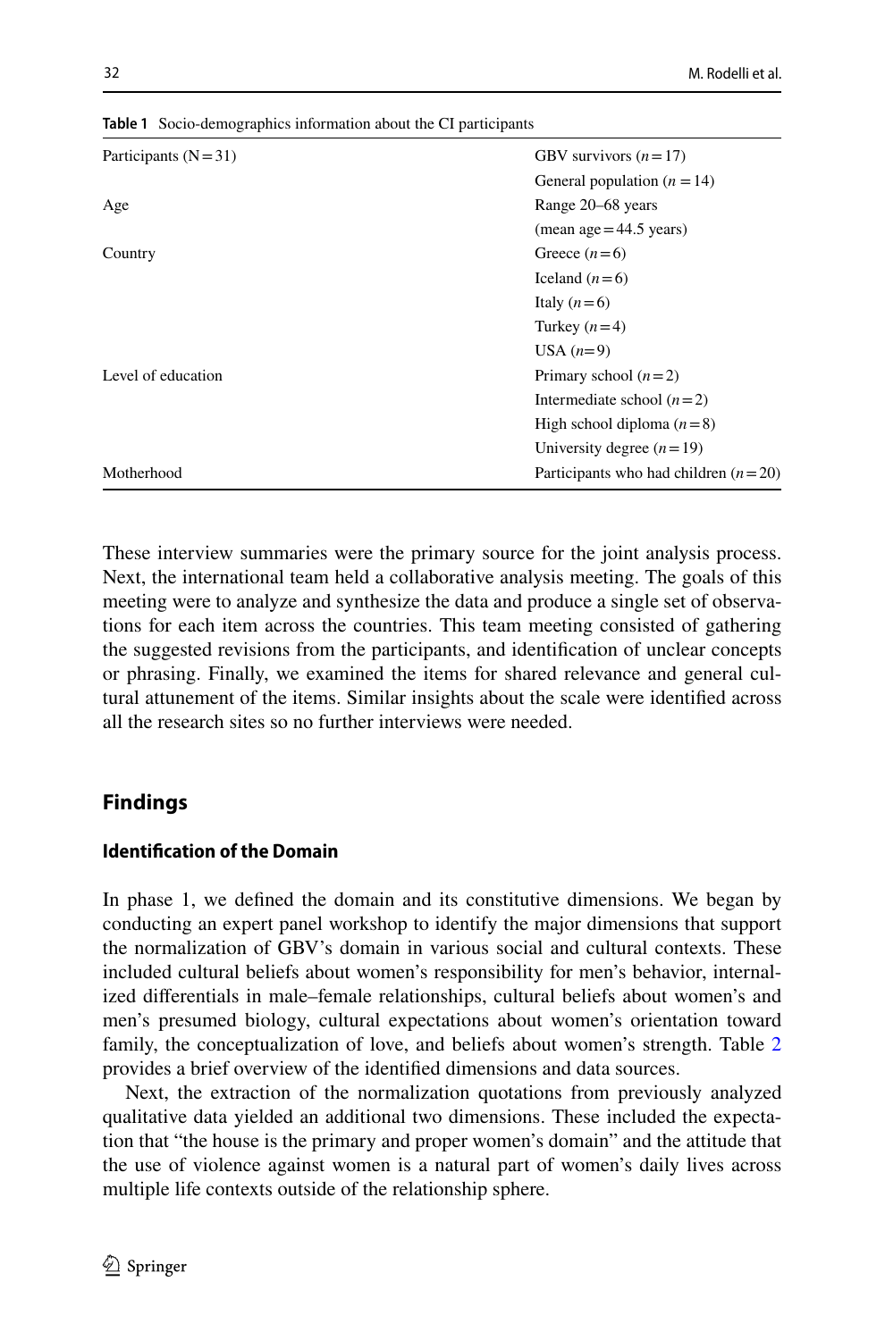**Table 1** Socio-demographics information about the CI participants

| | |
|---|---|
| Participants (N = 31) | GBV survivors ($n = 17$) |
| | General population ($n = 14$) |
| Age | Range 20–68 years |
| | (mean age = 44.5 years) |
| Country | Greece ($n = 6$) |
| | Iceland ($n = 6$) |
| | Italy ($n = 6$) |
| | Turkey ($n = 4$) |
| | USA ($n = 9$) |
| Level of education | Primary school ($n = 2$) |
| | Intermediate school ($n = 2$) |
| | High school diploma ($n = 8$) |
| | University degree ($n = 19$) |
| Motherhood | Participants who had children ($n = 20$) |

These interview summaries were the primary source for the joint analysis process. Next, the international team held a collaborative analysis meeting. The goals of this meeting were to analyze and synthesize the data and produce a single set of observations for each item across the countries. This team meeting consisted of gathering the suggested revisions from the participants, and identification of unclear concepts or phrasing. Finally, we examined the items for shared relevance and general cultural attunement of the items. Similar insights about the scale were identified across all the research sites so no further interviews were needed.

## Findings

### Identification of the Domain

In phase 1, we defined the domain and its constitutive dimensions. We began by conducting an expert panel workshop to identify the major dimensions that support the normalization of GBV's domain in various social and cultural contexts. These included cultural beliefs about women's responsibility for men's behavior, internalized differentials in male–female relationships, cultural beliefs about women's and men's presumed biology, cultural expectations about women's orientation toward family, the conceptualization of love, and beliefs about women's strength. Table 2 provides a brief overview of the identified dimensions and data sources.

Next, the extraction of the normalization quotations from previously analyzed qualitative data yielded an additional two dimensions. These included the expectation that "the house is the primary and proper women's domain" and the attitude that the use of violence against women is a natural part of women's daily lives across multiple life contexts outside of the relationship sphere.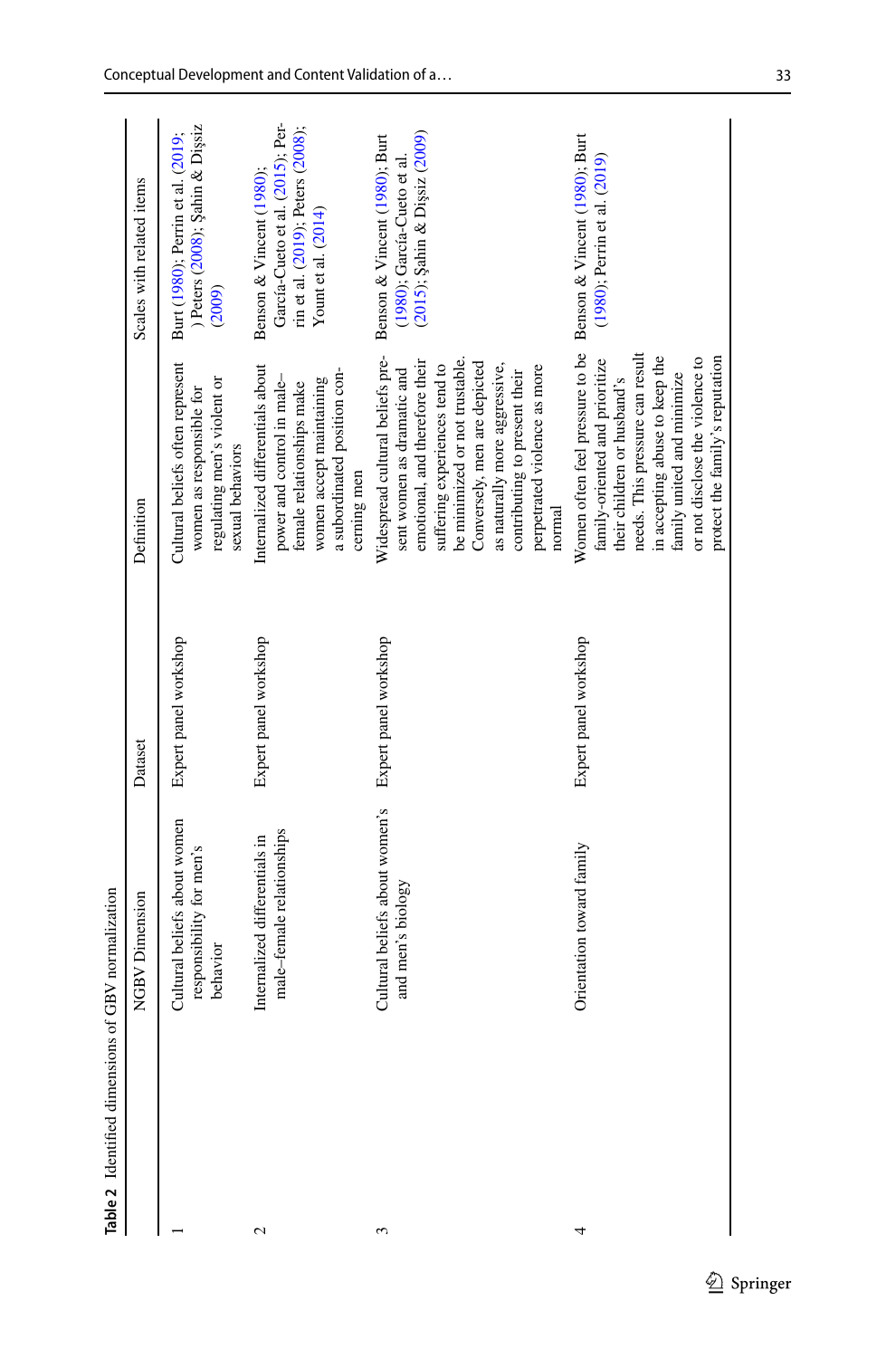**Table 2** Identified dimensions of GBV normalization

| | NGBV Dimension | Dataset | Definition | Scales with related items |
|---|---|---|---|---|
| 1 | Cultural beliefs about women responsibility for men's behavior | Expert panel workshop | Cultural beliefs often represent women as responsible for regulating men's violent or sexual behaviors | Burt (1980); Perrin et al. (2019; ) Peters (2008); Şahin & Dişsiz (2009) |
| 2 | Internalized differentials in male–female relationships | Expert panel workshop | Internalized differentials about power and control in male–female relationships make women accept maintaining a subordinated position concerning men | Benson & Vincent (1980); García-Cueto et al. (2015); Perrin et al. (2019); Peters (2008); Yount et al. (2014) |
| 3 | Cultural beliefs about women's and men's biology | Expert panel workshop | Widespread cultural beliefs present women as dramatic and emotional, and therefore their suffering experiences tend to be minimized or not trustable. Conversely, men are depicted as naturally more aggressive, contributing to present their perpetrated violence as more normal | Benson & Vincent (1980); Burt (1980); García-Cueto et al. (2015); Şahin & Dişsiz (2009) |
| 4 | Orientation toward family | Expert panel workshop | Women often feel pressure to be family-oriented and prioritize their children or husband's needs. This pressure can result in accepting abuse to keep the family united and minimize or not disclose the violence to protect the family's reputation | Benson & Vincent (1980); Burt (1980); Perrin et al. (2019) |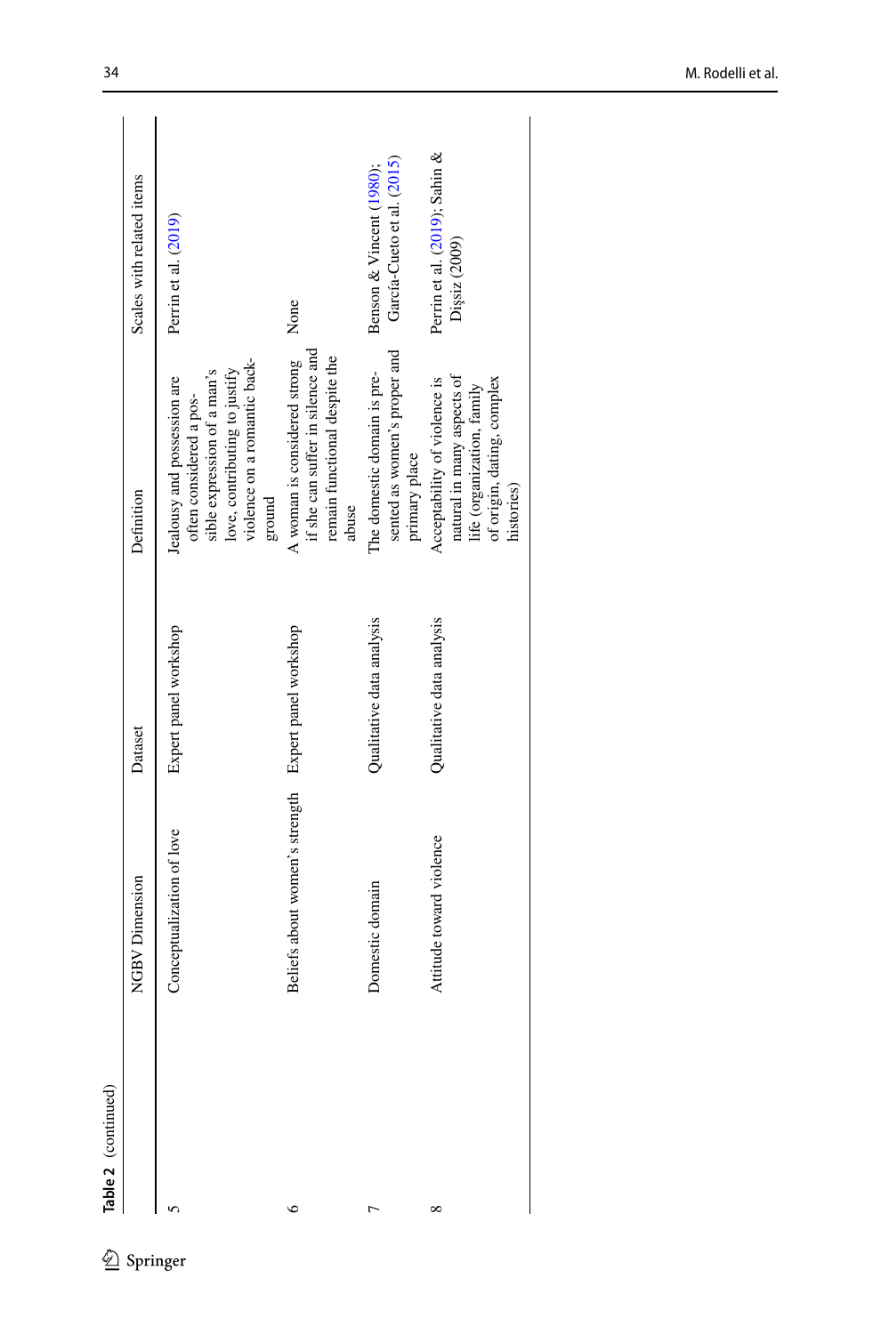**Table 2** (continued)

| | NGBV Dimension | Dataset | Definition | Scales with related items |
|---|---|---|---|---|
| 5 | Conceptualization of love | Expert panel workshop | Jealousy and possession are often considered a possible expression of a man's love, contributing to justify violence on a romantic background | Perrin et al. (2019) |
| 6 | Beliefs about women's strength | Expert panel workshop | A woman is considered strong if she can suffer in silence and remain functional despite the abuse | None |
| 7 | Domestic domain | Qualitative data analysis | The domestic domain is presented as women's proper and primary place | Benson & Vincent (1980); García-Cueto et al. (2015) |
| 8 | Attitude toward violence | Qualitative data analysis | Acceptability of violence is natural in many aspects of life (organization, family of origin, dating, complex histories) | Perrin et al. (2019); Sahin & Dişsiz (2009) |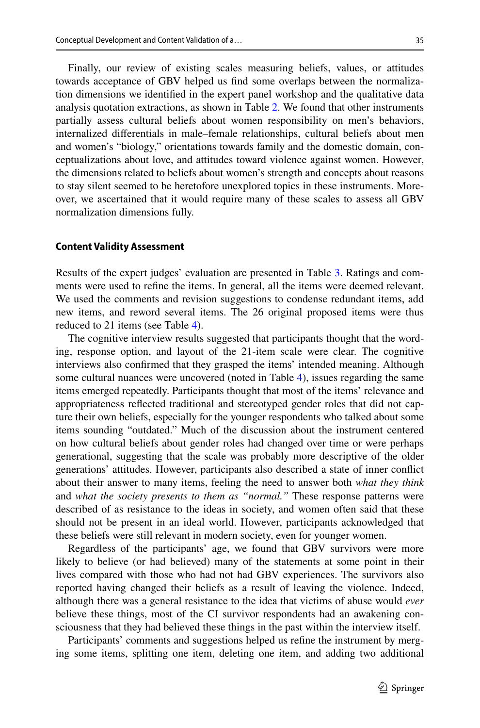Finally, our review of existing scales measuring beliefs, values, or attitudes towards acceptance of GBV helped us find some overlaps between the normalization dimensions we identified in the expert panel workshop and the qualitative data analysis quotation extractions, as shown in Table 2. We found that other instruments partially assess cultural beliefs about women responsibility on men's behaviors, internalized differentials in male–female relationships, cultural beliefs about men and women's "biology," orientations towards family and the domestic domain, conceptualizations about love, and attitudes toward violence against women. However, the dimensions related to beliefs about women's strength and concepts about reasons to stay silent seemed to be heretofore unexplored topics in these instruments. Moreover, we ascertained that it would require many of these scales to assess all GBV normalization dimensions fully.

### Content Validity Assessment

Results of the expert judges' evaluation are presented in Table 3. Ratings and comments were used to refine the items. In general, all the items were deemed relevant. We used the comments and revision suggestions to condense redundant items, add new items, and reword several items. The 26 original proposed items were thus reduced to 21 items (see Table 4).

The cognitive interview results suggested that participants thought that the wording, response option, and layout of the 21-item scale were clear. The cognitive interviews also confirmed that they grasped the items' intended meaning. Although some cultural nuances were uncovered (noted in Table 4), issues regarding the same items emerged repeatedly. Participants thought that most of the items' relevance and appropriateness reflected traditional and stereotyped gender roles that did not capture their own beliefs, especially for the younger respondents who talked about some items sounding "outdated." Much of the discussion about the instrument centered on how cultural beliefs about gender roles had changed over time or were perhaps generational, suggesting that the scale was probably more descriptive of the older generations' attitudes. However, participants also described a state of inner conflict about their answer to many items, feeling the need to answer both *what they think* and *what the society presents to them as "normal."* These response patterns were described of as resistance to the ideas in society, and women often said that these should not be present in an ideal world. However, participants acknowledged that these beliefs were still relevant in modern society, even for younger women.

Regardless of the participants' age, we found that GBV survivors were more likely to believe (or had believed) many of the statements at some point in their lives compared with those who had not had GBV experiences. The survivors also reported having changed their beliefs as a result of leaving the violence. Indeed, although there was a general resistance to the idea that victims of abuse would *ever* believe these things, most of the CI survivor respondents had an awakening consciousness that they had believed these things in the past within the interview itself.

Participants' comments and suggestions helped us refine the instrument by merging some items, splitting one item, deleting one item, and adding two additional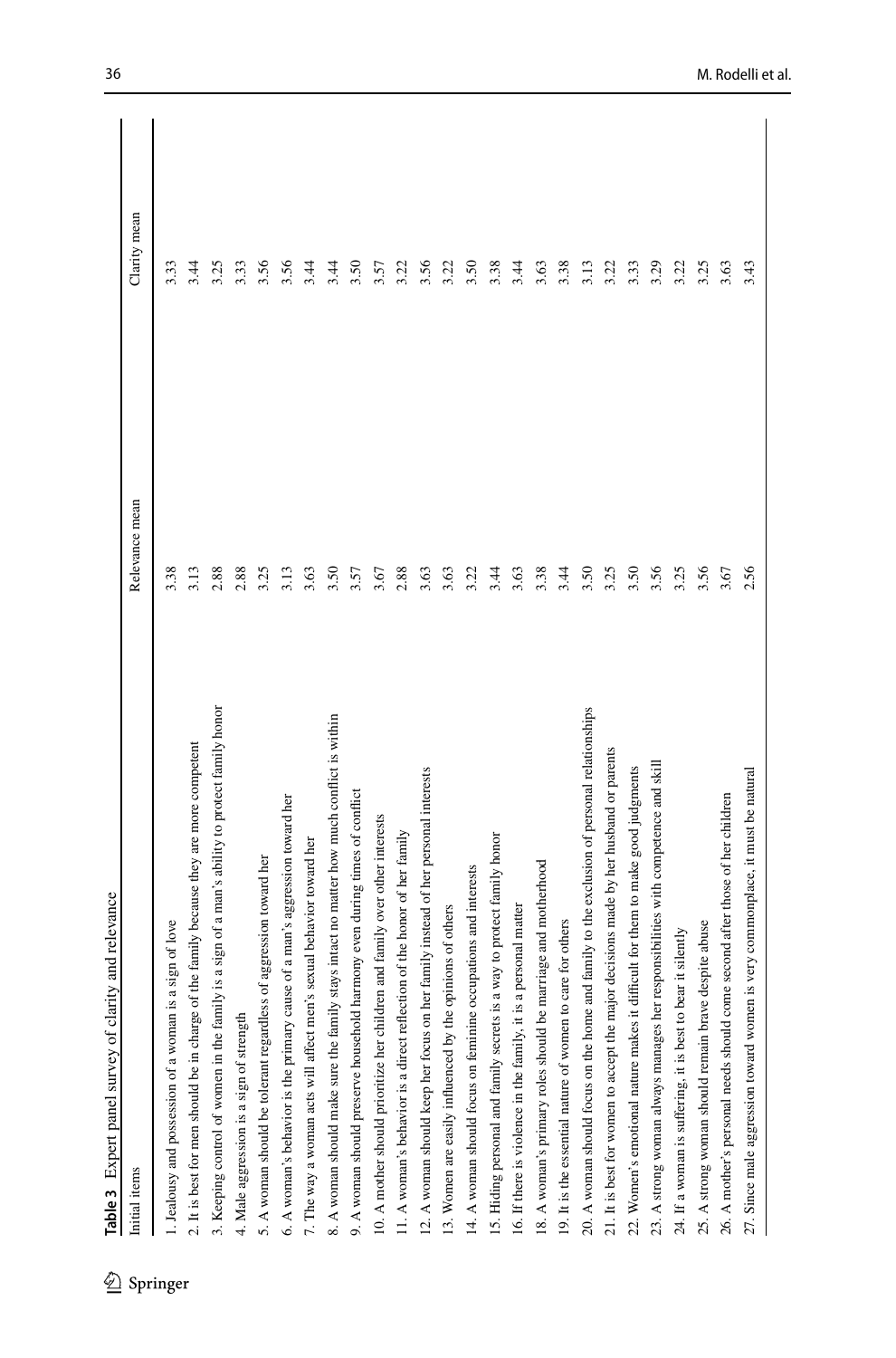**Table 3** Expert panel survey of clarity and relevance

| Initial items | Relevance mean | Clarity mean |
|---|---|---|
| 1. Jealousy and possession of a woman is a sign of love | 3.38 | 3.33 |
| 2. It is best for men should be in charge of the family because they are more competent | 3.13 | 3.44 |
| 3. Keeping control of women in the family is a sign of a man's ability to protect family honor | 2.88 | 3.25 |
| 4. Male aggression is a sign of strength | 2.88 | 3.33 |
| 5. A woman should be tolerant regardless of aggression toward her | 3.25 | 3.56 |
| 6. A woman's behavior is the primary cause of a man's aggression toward her | 3.13 | 3.56 |
| 7. The way a woman acts will affect men's sexual behavior toward her | 3.63 | 3.44 |
| 8. A woman should make sure the family stays intact no matter how much conflict is within | 3.50 | 3.44 |
| 9. A woman should preserve household harmony even during times of conflict | 3.57 | 3.50 |
| 10. A mother should prioritize her children and family over other interests | 3.67 | 3.57 |
| 11. A woman's behavior is a direct reflection of the honor of her family | 2.88 | 3.22 |
| 12. A woman should keep her focus on her family instead of her personal interests | 3.63 | 3.56 |
| 13. Women are easily influenced by the opinions of others | 3.63 | 3.22 |
| 14. A woman should focus on feminine occupations and interests | 3.22 | 3.50 |
| 15. Hiding personal and family secrets is a way to protect family honor | 3.44 | 3.38 |
| 16. If there is violence in the family, it is a personal matter | 3.63 | 3.44 |
| 18. A woman's primary roles should be marriage and motherhood | 3.38 | 3.63 |
| 19. It is the essential nature of women to care for others | 3.44 | 3.38 |
| 20. A woman should focus on the home and family to the exclusion of personal relationships | 3.50 | 3.13 |
| 21. It is best for women to accept the major decisions made by her husband or parents | 3.25 | 3.22 |
| 22. Women's emotional nature makes it difficult for them to make good judgments | 3.50 | 3.33 |
| 23. A strong woman always manages her responsibilities with competence and skill | 3.56 | 3.29 |
| 24. If a woman is suffering, it is best to bear it silently | 3.25 | 3.22 |
| 25. A strong woman should remain brave despite abuse | 3.56 | 3.25 |
| 26. A mother's personal needs should come second after those of her children | 3.67 | 3.63 |
| 27. Since male aggression toward women is very commonplace, it must be natural | 2.56 | 3.43 |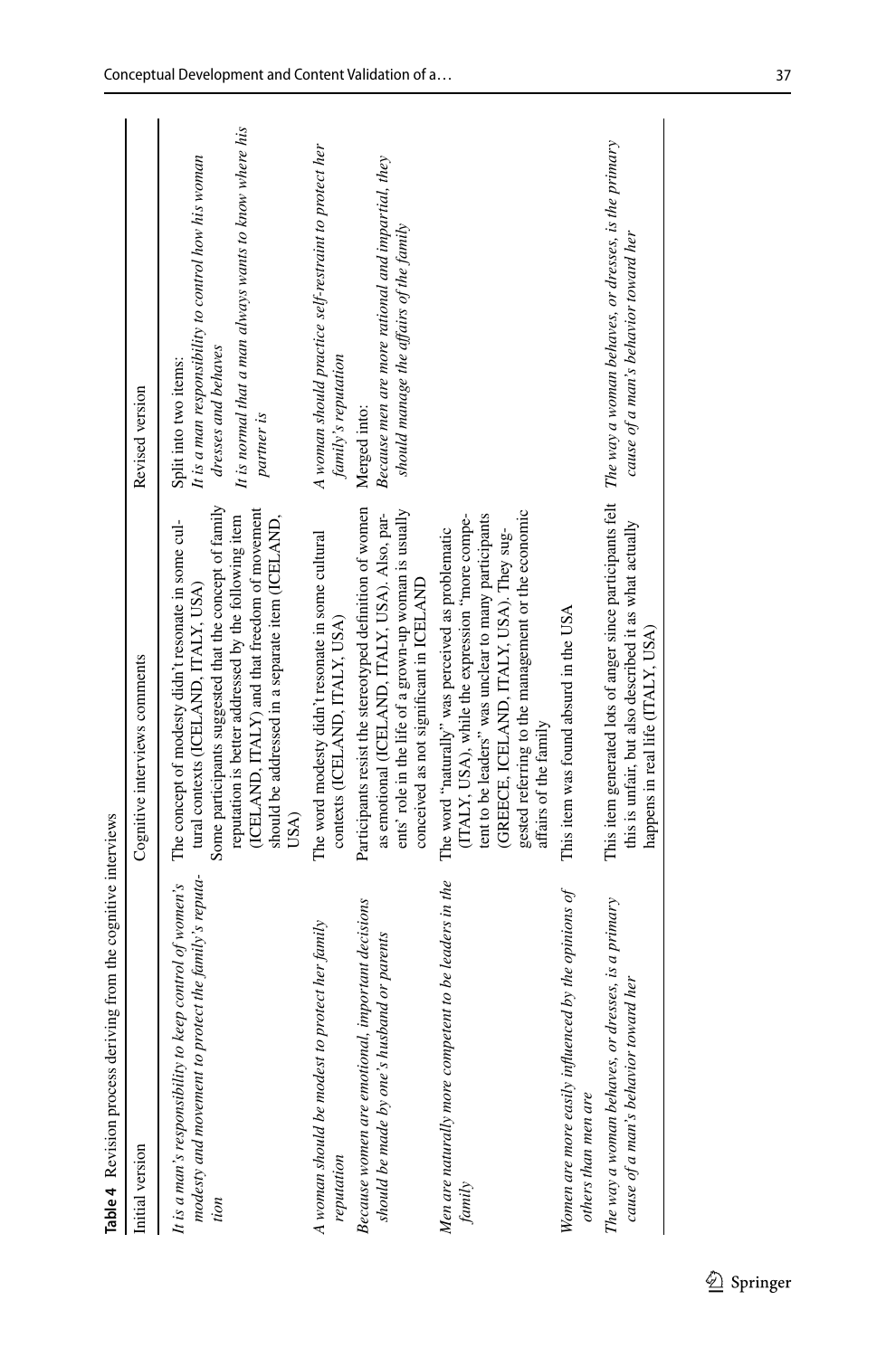**Table 4** Revision process deriving from the cognitive interviews

| Initial version | Cognitive interviews comments | Revised version |
|---|---|---|
| *It is a man's responsibility to keep control of women's modesty and movement to protect the family's reputation* | The concept of modesty didn't resonate in some cultural contexts (ICELAND, ITALY, USA)<br>Some participants suggested that the concept of family reputation is better addressed by the following item (ICELAND, ITALY) and that freedom of movement should be addressed in a separate item (ICELAND, USA) | Split into two items:<br>*It is a man responsibility to control how his woman dresses and behaves*<br>*It is normal that a man always wants to know where his partner is* |
| *A woman should be modest to protect her family reputation* | The word modesty didn't resonate in some cultural contexts (ICELAND, ITALY, USA) | *A woman should practice self-restraint to protect her family's reputation* |
| *Because women are emotional, important decisions should be made by one's husband or parents* | Participants resist the stereotyped definition of women as emotional (ICELAND, ITALY, USA). Also, parents' role in the life of a grown-up woman is usually conceived as not significant in ICELAND | Merged into:<br>*Because men are more rational and impartial, they should manage the affairs of the family* |
| *Men are naturally more competent to be leaders in the family* | The word "naturally" was perceived as problematic (ITALY, USA), while the expression "more competent to be leaders" was unclear to many participants (GREECE, ICELAND, ITALY, USA). They suggested referring to the management or the economic affairs of the family | |
| *Women are more easily influenced by the opinions of others than men are* | This item was found absurd in the USA | |
| *The way a woman behaves, or dresses, is a primary cause of a man's behavior toward her* | This item generated lots of anger since participants felt this is unfair, but also described it as what actually happens in real life (ITALY, USA) | *The way a woman behaves, or dresses, is the primary cause of a man's behavior toward her* |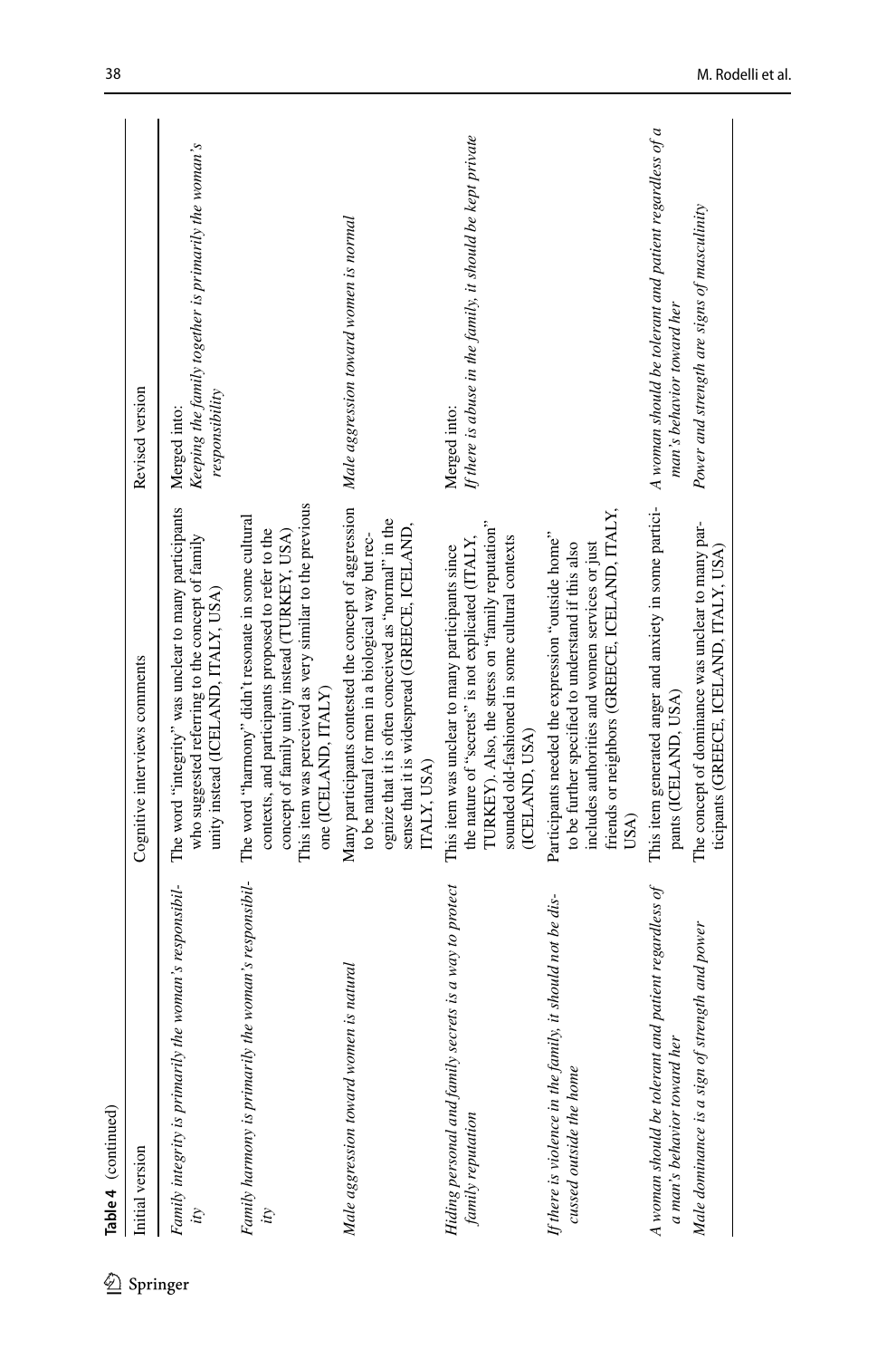**Table 4** (continued)

| Initial version | Cognitive interviews comments | Revised version |
|---|---|---|
| *Family integrity is primarily the woman's responsibility* | The word "integrity" was unclear to many participants who suggested referring to the concept of family unity instead (ICELAND, ITALY, USA) | Merged into: *Keeping the family together is primarily the woman's responsibility* |
| *Family harmony is primarily the woman's responsibility* | The word "harmony" didn't resonate in some cultural contexts, and participants proposed to refer to the concept of family unity instead (TURKEY, USA) This item was perceived as very similar to the previous one (ICELAND, ITALY) | |
| *Male aggression toward women is natural* | Many participants contested the concept of aggression to be natural for men in a biological way but recognize that it is often conceived as "normal" in the sense that it is widespread (GREECE, ICELAND, ITALY, USA) | *Male aggression toward women is normal* |
| *Hiding personal and family secrets is a way to protect family reputation* | This item was unclear to many participants since the nature of "secrets" is not explicated (ITALY, TURKEY). Also, the stress on "family reputation" sounded old-fashioned in some cultural contexts (ICELAND, USA) | Merged into: *If there is abuse in the family, it should be kept private* |
| *If there is violence in the family, it should not be discussed outside the home* | Participants needed the expression "outside home" to be further specified to understand if this also includes authorities and women services or just friends or neighbors (GREECE, ICELAND, ITALY, USA) | |
| *A woman should be tolerant and patient regardless of a man's behavior toward her* | This item generated anger and anxiety in some participants (ICELAND, USA) | *A woman should be tolerant and patient regardless of a man's behavior toward her* |
| *Male dominance is a sign of strength and power* | The concept of dominance was unclear to many participants (GREECE, ICELAND, ITALY, USA) | *Power and strength are signs of masculinity* |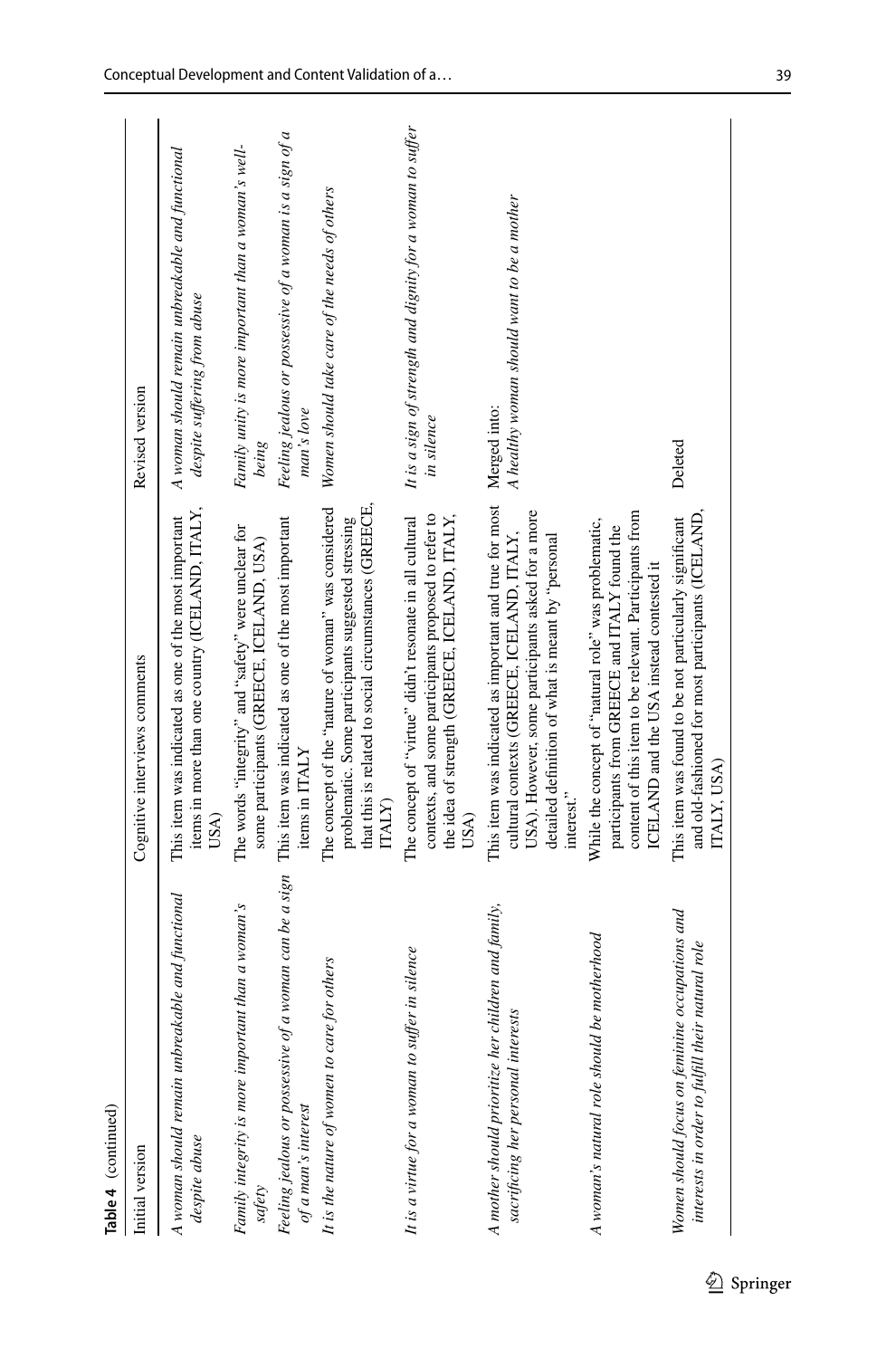**Table 4** (continued)

| Initial version | Cognitive interviews comments | Revised version |
|---|---|---|
| *A woman should remain unbreakable and functional despite abuse* | This item was indicated as one of the most important items in more than one country (ICELAND, ITALY, USA) | *A woman should remain unbreakable and functional despite suffering from abuse* |
| *Family integrity is more important than a woman's safety* | The words "integrity" and "safety" were unclear for some participants (GREECE, ICELAND, USA) | *Family unity is more important than a woman's well-being* |
| *Feeling jealous or possessive of a woman can be a sign of a man's interest* | This item was indicated as one of the most important items in ITALY | *Feeling jealous or possessive of a woman is a sign of a man's love* |
| *It is the nature of women to care for others* | The concept of the "nature of woman" was considered problematic. Some participants suggested stressing that this is related to social circumstances (GREECE, ITALY) | *Women should take care of the needs of others* |
| *It is a virtue for a woman to suffer in silence* | The concept of "virtue" didn't resonate in all cultural contexts, and some participants proposed to refer to the idea of strength (GREECE, ICELAND, ITALY, USA) | *It is a sign of strength and dignity for a woman to suffer in silence* |
| *A mother should prioritize her children and family, sacrificing her personal interests* | This item was indicated as important and true for most cultural contexts (GREECE, ICELAND, ITALY, USA). However, some participants asked for a more detailed definition of what is meant by "personal interest." | Merged into: *A healthy woman should want to be a mother* |
| *A woman's natural role should be motherhood* | While the concept of "natural role" was problematic, participants from GREECE and ITALY found the content of this item to be relevant. Participants from ICELAND and the USA instead contested it | |
| *Women should focus on feminine occupations and interests in order to fulfill their natural role* | This item was found to be not particularly significant and old-fashioned for most participants (ICELAND, ITALY, USA) | Deleted |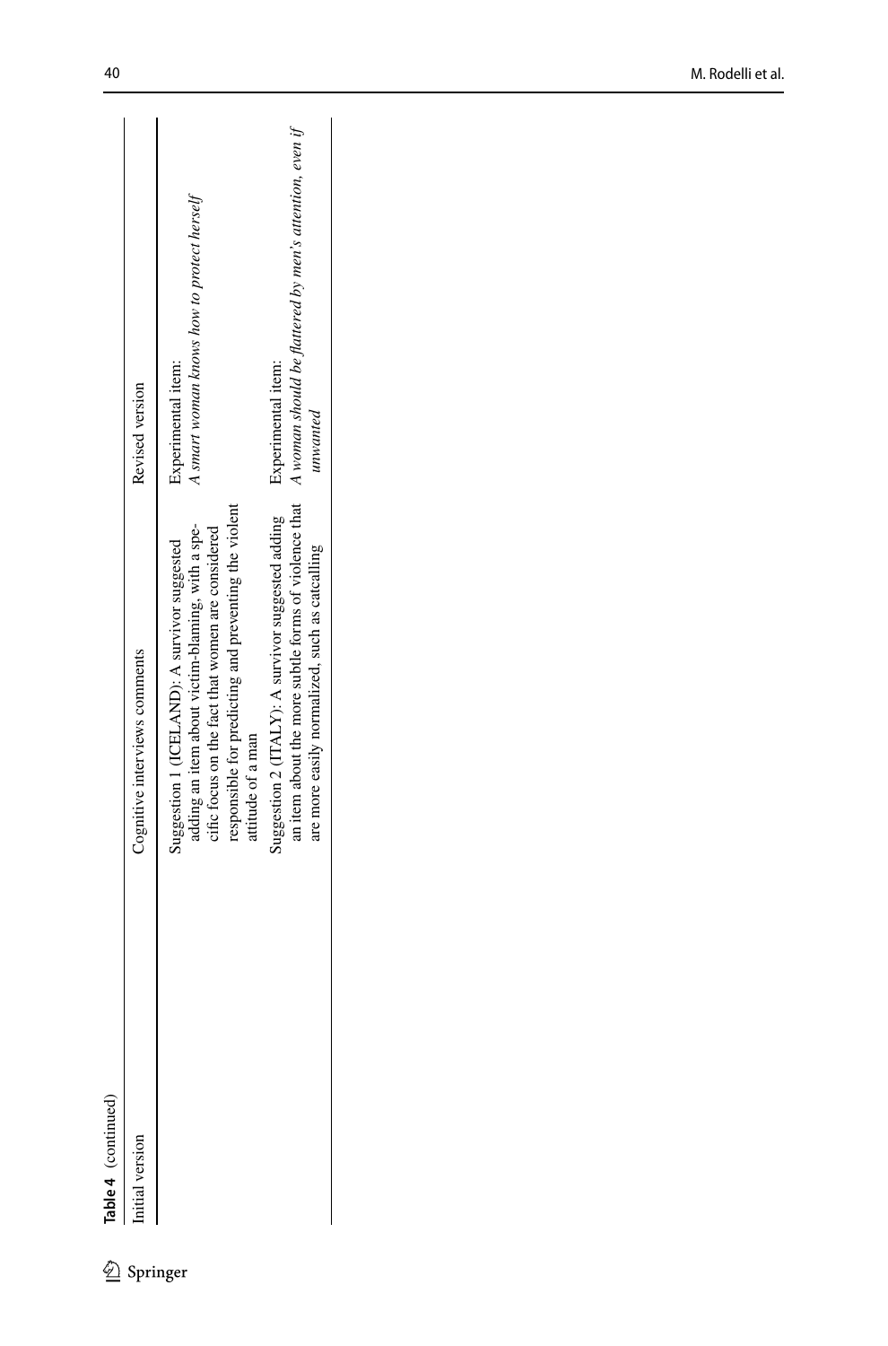**Table 4** (continued)

| Initial version | Cognitive interviews comments | Revised version |
|---|---|---|
| | Suggestion 1 (ICELAND): A survivor suggested adding an item about victim-blaming, with a specific focus on the fact that women are considered responsible for predicting and preventing the violent attitude of a man | Experimental item: *A smart woman knows how to protect herself* |
| | Suggestion 2 (ITALY): A survivor suggested adding an item about the more subtle forms of violence that are more easily normalized, such as catcalling | Experimental item: *A woman should be flattered by men's attention, even if unwanted* |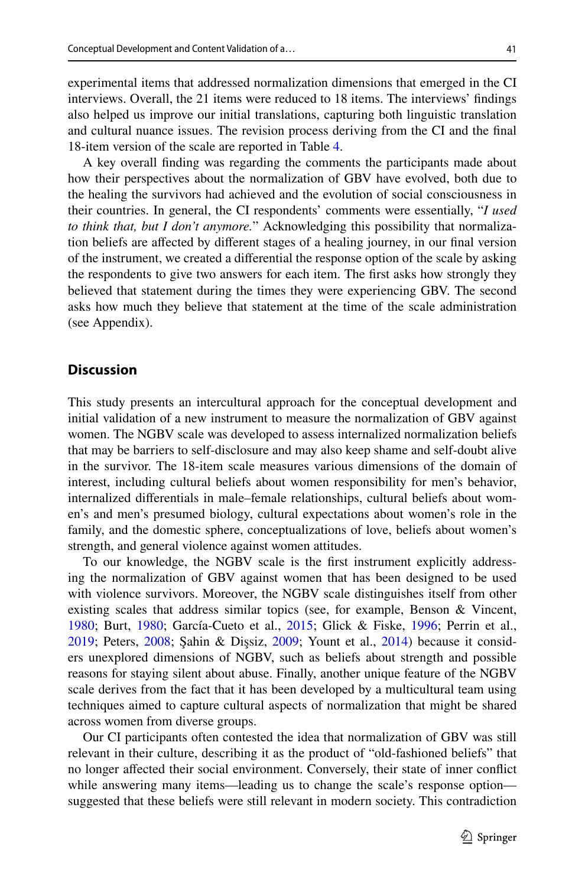experimental items that addressed normalization dimensions that emerged in the CI interviews. Overall, the 21 items were reduced to 18 items. The interviews' findings also helped us improve our initial translations, capturing both linguistic translation and cultural nuance issues. The revision process deriving from the CI and the final 18-item version of the scale are reported in Table 4.

A key overall finding was regarding the comments the participants made about how their perspectives about the normalization of GBV have evolved, both due to the healing the survivors had achieved and the evolution of social consciousness in their countries. In general, the CI respondents' comments were essentially, "*I used to think that, but I don't anymore.*" Acknowledging this possibility that normalization beliefs are affected by different stages of a healing journey, in our final version of the instrument, we created a differential the response option of the scale by asking the respondents to give two answers for each item. The first asks how strongly they believed that statement during the times they were experiencing GBV. The second asks how much they believe that statement at the time of the scale administration (see Appendix).

## Discussion

This study presents an intercultural approach for the conceptual development and initial validation of a new instrument to measure the normalization of GBV against women. The NGBV scale was developed to assess internalized normalization beliefs that may be barriers to self-disclosure and may also keep shame and self-doubt alive in the survivor. The 18-item scale measures various dimensions of the domain of interest, including cultural beliefs about women responsibility for men's behavior, internalized differentials in male–female relationships, cultural beliefs about women's and men's presumed biology, cultural expectations about women's role in the family, and the domestic sphere, conceptualizations of love, beliefs about women's strength, and general violence against women attitudes.

To our knowledge, the NGBV scale is the first instrument explicitly addressing the normalization of GBV against women that has been designed to be used with violence survivors. Moreover, the NGBV scale distinguishes itself from other existing scales that address similar topics (see, for example, Benson & Vincent, 1980; Burt, 1980; García-Cueto et al., 2015; Glick & Fiske, 1996; Perrin et al., 2019; Peters, 2008; Şahin & Dişsiz, 2009; Yount et al., 2014) because it considers unexplored dimensions of NGBV, such as beliefs about strength and possible reasons for staying silent about abuse. Finally, another unique feature of the NGBV scale derives from the fact that it has been developed by a multicultural team using techniques aimed to capture cultural aspects of normalization that might be shared across women from diverse groups.

Our CI participants often contested the idea that normalization of GBV was still relevant in their culture, describing it as the product of "old-fashioned beliefs" that no longer affected their social environment. Conversely, their state of inner conflict while answering many items—leading us to change the scale's response option—suggested that these beliefs were still relevant in modern society. This contradiction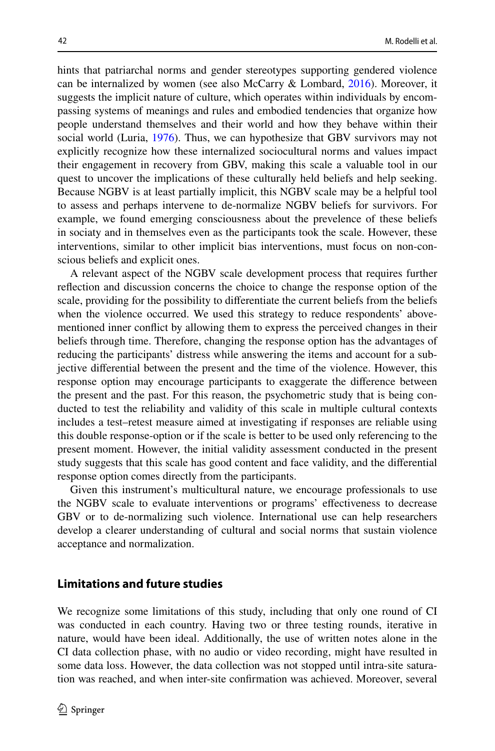hints that patriarchal norms and gender stereotypes supporting gendered violence can be internalized by women (see also McCarry & Lombard, 2016). Moreover, it suggests the implicit nature of culture, which operates within individuals by encompassing systems of meanings and rules and embodied tendencies that organize how people understand themselves and their world and how they behave within their social world (Luria, 1976). Thus, we can hypothesize that GBV survivors may not explicitly recognize how these internalized sociocultural norms and values impact their engagement in recovery from GBV, making this scale a valuable tool in our quest to uncover the implications of these culturally held beliefs and help seeking. Because NGBV is at least partially implicit, this NGBV scale may be a helpful tool to assess and perhaps intervene to de-normalize NGBV beliefs for survivors. For example, we found emerging consciousness about the prevelence of these beliefs in sociaty and in themselves even as the participants took the scale. However, these interventions, similar to other implicit bias interventions, must focus on non-conscious beliefs and explicit ones.

A relevant aspect of the NGBV scale development process that requires further reflection and discussion concerns the choice to change the response option of the scale, providing for the possibility to differentiate the current beliefs from the beliefs when the violence occurred. We used this strategy to reduce respondents' above-mentioned inner conflict by allowing them to express the perceived changes in their beliefs through time. Therefore, changing the response option has the advantages of reducing the participants' distress while answering the items and account for a subjective differential between the present and the time of the violence. However, this response option may encourage participants to exaggerate the difference between the present and the past. For this reason, the psychometric study that is being conducted to test the reliability and validity of this scale in multiple cultural contexts includes a test–retest measure aimed at investigating if responses are reliable using this double response-option or if the scale is better to be used only referencing to the present moment. However, the initial validity assessment conducted in the present study suggests that this scale has good content and face validity, and the differential response option comes directly from the participants.

Given this instrument's multicultural nature, we encourage professionals to use the NGBV scale to evaluate interventions or programs' effectiveness to decrease GBV or to de-normalizing such violence. International use can help researchers develop a clearer understanding of cultural and social norms that sustain violence acceptance and normalization.

## Limitations and future studies

We recognize some limitations of this study, including that only one round of CI was conducted in each country. Having two or three testing rounds, iterative in nature, would have been ideal. Additionally, the use of written notes alone in the CI data collection phase, with no audio or video recording, might have resulted in some data loss. However, the data collection was not stopped until intra-site saturation was reached, and when inter-site confirmation was achieved. Moreover, several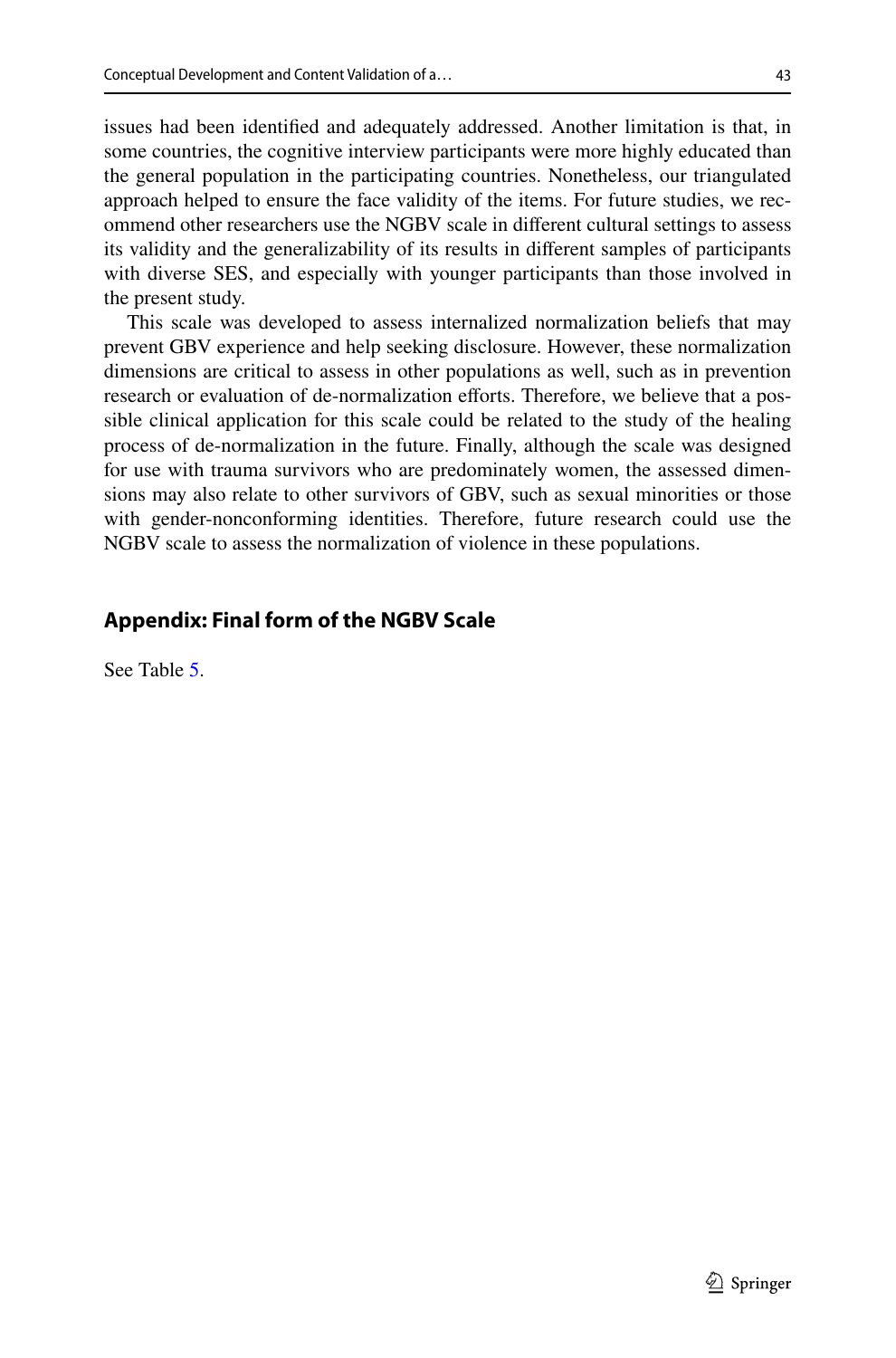issues had been identified and adequately addressed. Another limitation is that, in some countries, the cognitive interview participants were more highly educated than the general population in the participating countries. Nonetheless, our triangulated approach helped to ensure the face validity of the items. For future studies, we recommend other researchers use the NGBV scale in different cultural settings to assess its validity and the generalizability of its results in different samples of participants with diverse SES, and especially with younger participants than those involved in the present study.

This scale was developed to assess internalized normalization beliefs that may prevent GBV experience and help seeking disclosure. However, these normalization dimensions are critical to assess in other populations as well, such as in prevention research or evaluation of de-normalization efforts. Therefore, we believe that a possible clinical application for this scale could be related to the study of the healing process of de-normalization in the future. Finally, although the scale was designed for use with trauma survivors who are predominately women, the assessed dimensions may also relate to other survivors of GBV, such as sexual minorities or those with gender-nonconforming identities. Therefore, future research could use the NGBV scale to assess the normalization of violence in these populations.

## Appendix: Final form of the NGBV Scale

See Table 5.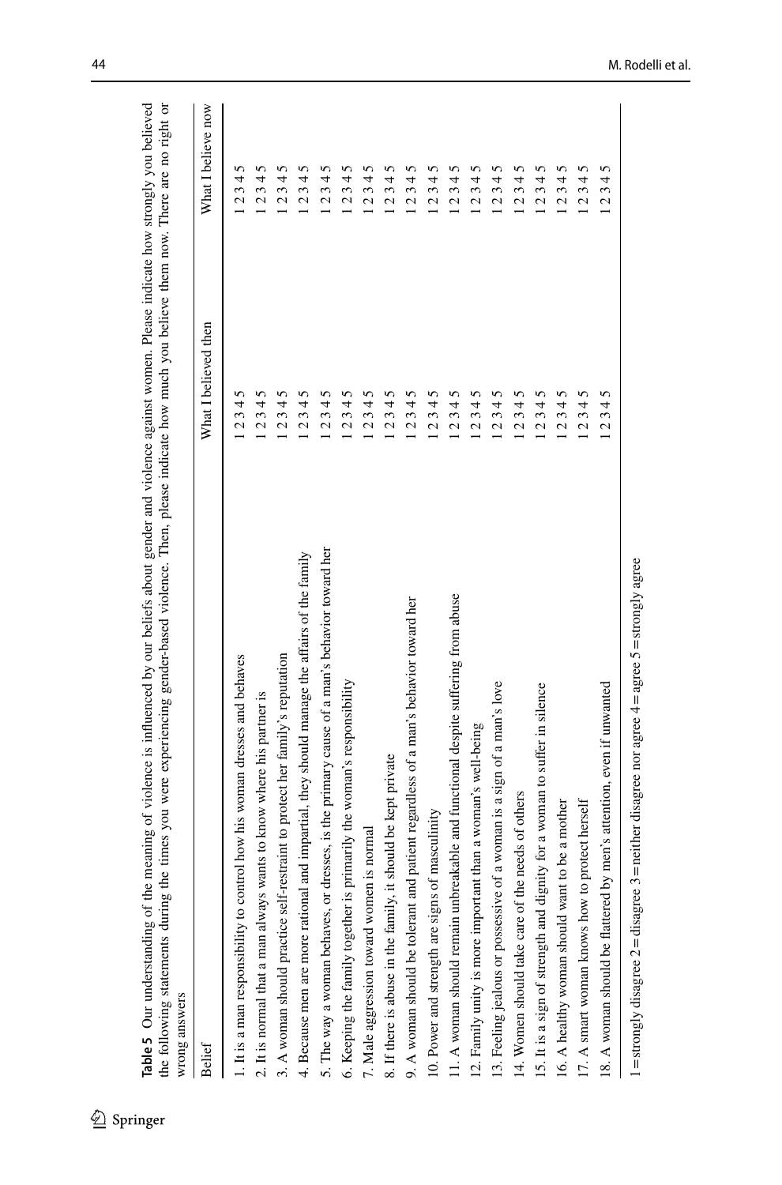**Table 5** Our understanding of the meaning of violence is influenced by our beliefs about gender and violence against women. Please indicate how strongly you believed the following statements during the times you were experiencing gender-based violence. Then, please indicate how much you believe them now. There are no right or wrong answers

| Belief | What I believed then | What I believe now |
|---|---|---|
| 1. It is a man responsibility to control how his woman dresses and behaves | 1 2 3 4 5 | 1 2 3 4 5 |
| 2. It is normal that a man always wants to know where his partner is | 1 2 3 4 5 | 1 2 3 4 5 |
| 3. A woman should practice self-restraint to protect her family's reputation | 1 2 3 4 5 | 1 2 3 4 5 |
| 4. Because men are more rational and impartial, they should manage the affairs of the family | 1 2 3 4 5 | 1 2 3 4 5 |
| 5. The way a woman behaves, or dresses, is the primary cause of a man's behavior toward her | 1 2 3 4 5 | 1 2 3 4 5 |
| 6. Keeping the family together is primarily the woman's responsibility | 1 2 3 4 5 | 1 2 3 4 5 |
| 7. Male aggression toward women is normal | 1 2 3 4 5 | 1 2 3 4 5 |
| 8. If there is abuse in the family, it should be kept private | 1 2 3 4 5 | 1 2 3 4 5 |
| 9. A woman should be tolerant and patient regardless of a man's behavior toward her | 1 2 3 4 5 | 1 2 3 4 5 |
| 10. Power and strength are signs of masculinity | 1 2 3 4 5 | 1 2 3 4 5 |
| 11. A woman should remain unbreakable and functional despite suffering from abuse | 1 2 3 4 5 | 1 2 3 4 5 |
| 12. Family unity is more important than a woman's well-being | 1 2 3 4 5 | 1 2 3 4 5 |
| 13. Feeling jealous or possessive of a woman is a sign of a man's love | 1 2 3 4 5 | 1 2 3 4 5 |
| 14. Women should take care of the needs of others | 1 2 3 4 5 | 1 2 3 4 5 |
| 15. It is a sign of strength and dignity for a woman to suffer in silence | 1 2 3 4 5 | 1 2 3 4 5 |
| 16. A healthy woman should want to be a mother | 1 2 3 4 5 | 1 2 3 4 5 |
| 17. A smart woman knows how to protect herself | 1 2 3 4 5 | 1 2 3 4 5 |
| 18. A woman should be flattered by men's attention, even if unwanted | 1 2 3 4 5 | 1 2 3 4 5 |

1 = strongly disagree 2 = disagree 3 = neither disagree nor agree 4 = agree 5 = strongly agree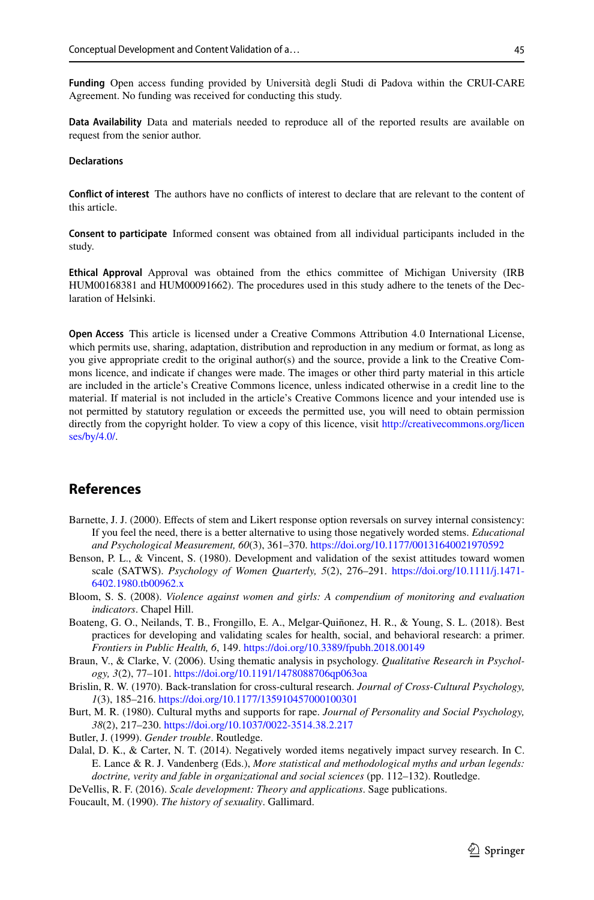**Funding** Open access funding provided by Università degli Studi di Padova within the CRUI-CARE Agreement. No funding was received for conducting this study.

**Data Availability** Data and materials needed to reproduce all of the reported results are available on request from the senior author.

**Declarations**

**Conflict of interest** The authors have no conflicts of interest to declare that are relevant to the content of this article.

**Consent to participate** Informed consent was obtained from all individual participants included in the study.

**Ethical Approval** Approval was obtained from the ethics committee of Michigan University (IRB HUM00168381 and HUM00091662). The procedures used in this study adhere to the tenets of the Declaration of Helsinki.

**Open Access** This article is licensed under a Creative Commons Attribution 4.0 International License, which permits use, sharing, adaptation, distribution and reproduction in any medium or format, as long as you give appropriate credit to the original author(s) and the source, provide a link to the Creative Commons licence, and indicate if changes were made. The images or other third party material in this article are included in the article's Creative Commons licence, unless indicated otherwise in a credit line to the material. If material is not included in the article's Creative Commons licence and your intended use is not permitted by statutory regulation or exceeds the permitted use, you will need to obtain permission directly from the copyright holder. To view a copy of this licence, visit http://creativecommons.org/licenses/by/4.0/.

## References

Barnette, J. J. (2000). Effects of stem and Likert response option reversals on survey internal consistency: If you feel the need, there is a better alternative to using those negatively worded stems. *Educational and Psychological Measurement, 60*(3), 361–370. https://doi.org/10.1177/00131640021970592

Benson, P. L., & Vincent, S. (1980). Development and validation of the sexist attitudes toward women scale (SATWS). *Psychology of Women Quarterly, 5*(2), 276–291. https://doi.org/10.1111/j.1471-6402.1980.tb00962.x

Bloom, S. S. (2008). *Violence against women and girls: A compendium of monitoring and evaluation indicators*. Chapel Hill.

Boateng, G. O., Neilands, T. B., Frongillo, E. A., Melgar-Quiñonez, H. R., & Young, S. L. (2018). Best practices for developing and validating scales for health, social, and behavioral research: a primer. *Frontiers in Public Health, 6*, 149. https://doi.org/10.3389/fpubh.2018.00149

Braun, V., & Clarke, V. (2006). Using thematic analysis in psychology. *Qualitative Research in Psychology, 3*(2), 77–101. https://doi.org/10.1191/1478088706qp063oa

Brislin, R. W. (1970). Back-translation for cross-cultural research. *Journal of Cross-Cultural Psychology, 1*(3), 185–216. https://doi.org/10.1177/135910457000100301

Burt, M. R. (1980). Cultural myths and supports for rape. *Journal of Personality and Social Psychology, 38*(2), 217–230. https://doi.org/10.1037/0022-3514.38.2.217

Butler, J. (1999). *Gender trouble*. Routledge.

Dalal, D. K., & Carter, N. T. (2014). Negatively worded items negatively impact survey research. In C. E. Lance & R. J. Vandenberg (Eds.), *More statistical and methodological myths and urban legends: doctrine, verity and fable in organizational and social sciences* (pp. 112–132). Routledge.

DeVellis, R. F. (2016). *Scale development: Theory and applications*. Sage publications.

Foucault, M. (1990). *The history of sexuality*. Gallimard.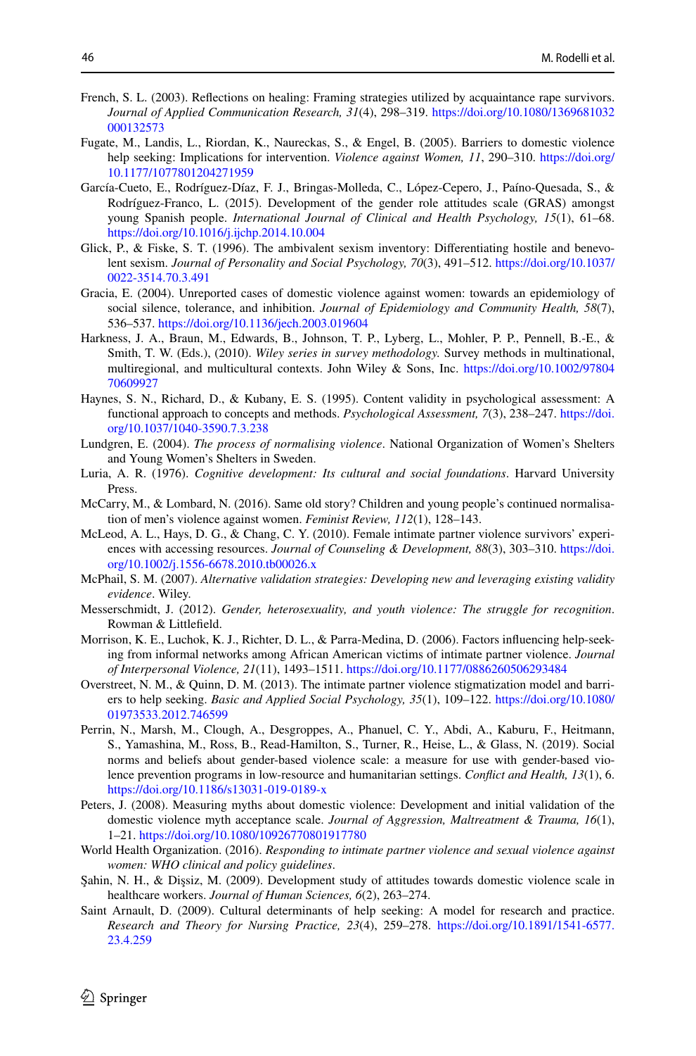French, S. L. (2003). Reflections on healing: Framing strategies utilized by acquaintance rape survivors. *Journal of Applied Communication Research, 31*(4), 298–319. https://doi.org/10.1080/1369681032000132573

Fugate, M., Landis, L., Riordan, K., Naureckas, S., & Engel, B. (2005). Barriers to domestic violence help seeking: Implications for intervention. *Violence against Women, 11*, 290–310. https://doi.org/10.1177/1077801204271959

García-Cueto, E., Rodríguez-Díaz, F. J., Bringas-Molleda, C., López-Cepero, J., Paíno-Quesada, S., & Rodríguez-Franco, L. (2015). Development of the gender role attitudes scale (GRAS) amongst young Spanish people. *International Journal of Clinical and Health Psychology, 15*(1), 61–68. https://doi.org/10.1016/j.ijchp.2014.10.004

Glick, P., & Fiske, S. T. (1996). The ambivalent sexism inventory: Differentiating hostile and benevolent sexism. *Journal of Personality and Social Psychology, 70*(3), 491–512. https://doi.org/10.1037/0022-3514.70.3.491

Gracia, E. (2004). Unreported cases of domestic violence against women: towards an epidemiology of social silence, tolerance, and inhibition. *Journal of Epidemiology and Community Health, 58*(7), 536–537. https://doi.org/10.1136/jech.2003.019604

Harkness, J. A., Braun, M., Edwards, B., Johnson, T. P., Lyberg, L., Mohler, P. P., Pennell, B.-E., & Smith, T. W. (Eds.), (2010). *Wiley series in survey methodology.* Survey methods in multinational, multiregional, and multicultural contexts. John Wiley & Sons, Inc. https://doi.org/10.1002/9780470609927

Haynes, S. N., Richard, D., & Kubany, E. S. (1995). Content validity in psychological assessment: A functional approach to concepts and methods. *Psychological Assessment, 7*(3), 238–247. https://doi.org/10.1037/1040-3590.7.3.238

Lundgren, E. (2004). *The process of normalising violence*. National Organization of Women's Shelters and Young Women's Shelters in Sweden.

Luria, A. R. (1976). *Cognitive development: Its cultural and social foundations*. Harvard University Press.

McCarry, M., & Lombard, N. (2016). Same old story? Children and young people's continued normalisation of men's violence against women. *Feminist Review, 112*(1), 128–143.

McLeod, A. L., Hays, D. G., & Chang, C. Y. (2010). Female intimate partner violence survivors' experiences with accessing resources. *Journal of Counseling & Development, 88*(3), 303–310. https://doi.org/10.1002/j.1556-6678.2010.tb00026.x

McPhail, S. M. (2007). *Alternative validation strategies: Developing new and leveraging existing validity evidence*. Wiley.

Messerschmidt, J. (2012). *Gender, heterosexuality, and youth violence: The struggle for recognition*. Rowman & Littlefield.

Morrison, K. E., Luchok, K. J., Richter, D. L., & Parra-Medina, D. (2006). Factors influencing help-seeking from informal networks among African American victims of intimate partner violence. *Journal of Interpersonal Violence, 21*(11), 1493–1511. https://doi.org/10.1177/0886260506293484

Overstreet, N. M., & Quinn, D. M. (2013). The intimate partner violence stigmatization model and barriers to help seeking. *Basic and Applied Social Psychology, 35*(1), 109–122. https://doi.org/10.1080/01973533.2012.746599

Perrin, N., Marsh, M., Clough, A., Desgroppes, A., Phanuel, C. Y., Abdi, A., Kaburu, F., Heitmann, S., Yamashina, M., Ross, B., Read-Hamilton, S., Turner, R., Heise, L., & Glass, N. (2019). Social norms and beliefs about gender-based violence scale: a measure for use with gender-based violence prevention programs in low-resource and humanitarian settings. *Conflict and Health, 13*(1), 6. https://doi.org/10.1186/s13031-019-0189-x

Peters, J. (2008). Measuring myths about domestic violence: Development and initial validation of the domestic violence myth acceptance scale. *Journal of Aggression, Maltreatment & Trauma, 16*(1), 1–21. https://doi.org/10.1080/10926770801917780

World Health Organization. (2016). *Responding to intimate partner violence and sexual violence against women: WHO clinical and policy guidelines*.

Şahin, N. H., & Dişsiz, M. (2009). Development study of attitudes towards domestic violence scale in healthcare workers. *Journal of Human Sciences, 6*(2), 263–274.

Saint Arnault, D. (2009). Cultural determinants of help seeking: A model for research and practice. *Research and Theory for Nursing Practice, 23*(4), 259–278. https://doi.org/10.1891/1541-6577.23.4.259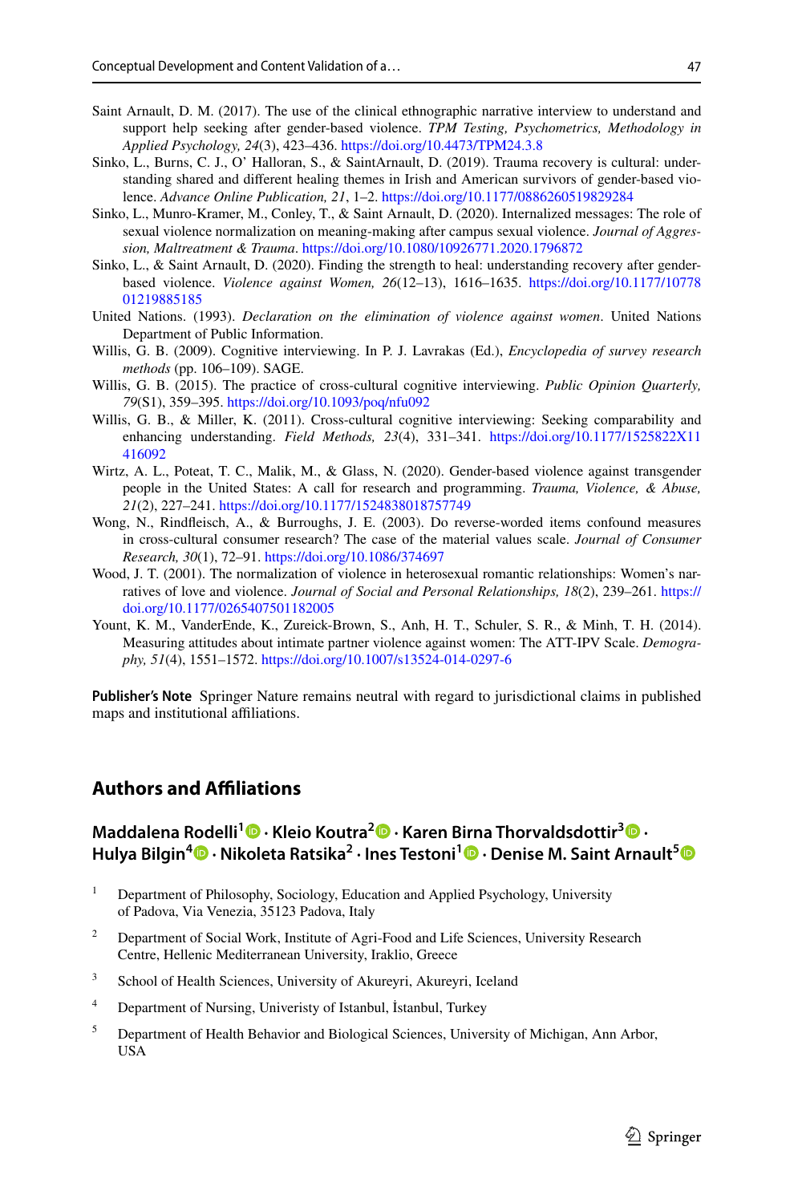Saint Arnault, D. M. (2017). The use of the clinical ethnographic narrative interview to understand and support help seeking after gender-based violence. *TPM Testing, Psychometrics, Methodology in Applied Psychology, 24*(3), 423–436. https://doi.org/10.4473/TPM24.3.8

Sinko, L., Burns, C. J., O' Halloran, S., & SaintArnault, D. (2019). Trauma recovery is cultural: understanding shared and different healing themes in Irish and American survivors of gender-based violence. *Advance Online Publication, 21*, 1–2. https://doi.org/10.1177/0886260519829284

Sinko, L., Munro-Kramer, M., Conley, T., & Saint Arnault, D. (2020). Internalized messages: The role of sexual violence normalization on meaning-making after campus sexual violence. *Journal of Aggression, Maltreatment & Trauma*. https://doi.org/10.1080/10926771.2020.1796872

Sinko, L., & Saint Arnault, D. (2020). Finding the strength to heal: understanding recovery after gender-based violence. *Violence against Women, 26*(12–13), 1616–1635. https://doi.org/10.1177/1077801219885185

United Nations. (1993). *Declaration on the elimination of violence against women*. United Nations Department of Public Information.

Willis, G. B. (2009). Cognitive interviewing. In P. J. Lavrakas (Ed.), *Encyclopedia of survey research methods* (pp. 106–109). SAGE.

Willis, G. B. (2015). The practice of cross-cultural cognitive interviewing. *Public Opinion Quarterly, 79*(S1), 359–395. https://doi.org/10.1093/poq/nfu092

Willis, G. B., & Miller, K. (2011). Cross-cultural cognitive interviewing: Seeking comparability and enhancing understanding. *Field Methods, 23*(4), 331–341. https://doi.org/10.1177/1525822X11416092

Wirtz, A. L., Poteat, T. C., Malik, M., & Glass, N. (2020). Gender-based violence against transgender people in the United States: A call for research and programming. *Trauma, Violence, & Abuse, 21*(2), 227–241. https://doi.org/10.1177/1524838018757749

Wong, N., Rindfleisch, A., & Burroughs, J. E. (2003). Do reverse-worded items confound measures in cross-cultural consumer research? The case of the material values scale. *Journal of Consumer Research, 30*(1), 72–91. https://doi.org/10.1086/374697

Wood, J. T. (2001). The normalization of violence in heterosexual romantic relationships: Women's narratives of love and violence. *Journal of Social and Personal Relationships, 18*(2), 239–261. https://doi.org/10.1177/0265407501182005

Yount, K. M., VanderEnde, K., Zureick-Brown, S., Anh, H. T., Schuler, S. R., & Minh, T. H. (2014). Measuring attitudes about intimate partner violence against women: The ATT-IPV Scale. *Demography, 51*(4), 1551–1572. https://doi.org/10.1007/s13524-014-0297-6

**Publisher's Note** Springer Nature remains neutral with regard to jurisdictional claims in published maps and institutional affiliations.

## Authors and Affiliations

**Maddalena Rodelli[1] · Kleio Koutra[2] · Karen Birna Thorvaldsdottir[3] · Hulya Bilgin[4] · Nikoleta Ratsika[2] · Ines Testoni[1] · Denise M. Saint Arnault[5]**

[1] Department of Philosophy, Sociology, Education and Applied Psychology, University of Padova, Via Venezia, 35123 Padova, Italy

[2] Department of Social Work, Institute of Agri-Food and Life Sciences, University Research Centre, Hellenic Mediterranean University, Iraklio, Greece

[3] School of Health Sciences, University of Akureyri, Akureyri, Iceland

[4] Department of Nursing, Univeristy of Istanbul, İstanbul, Turkey

[5] Department of Health Behavior and Biological Sciences, University of Michigan, Ann Arbor, USA